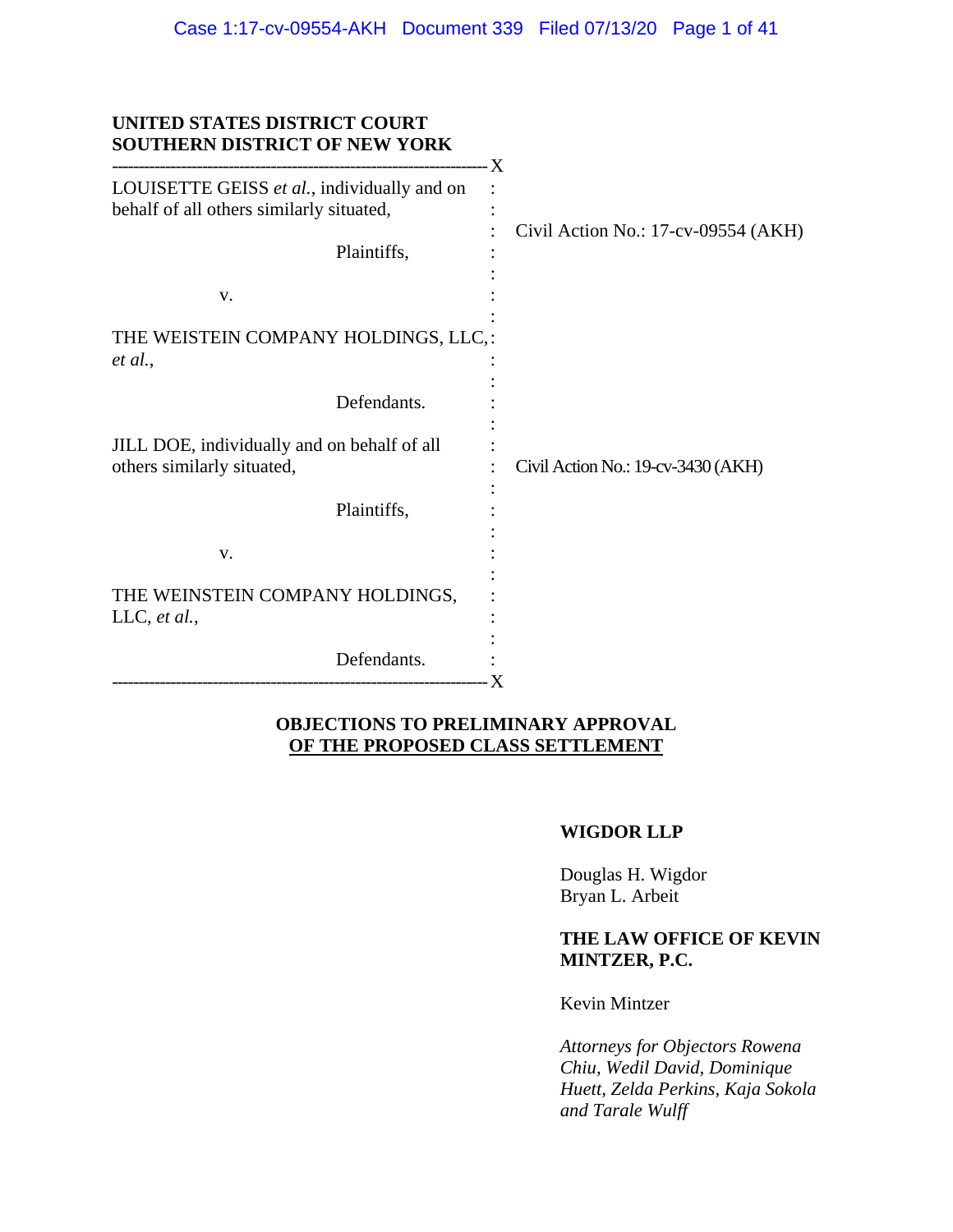**UNITED STATES DISTRICT COURT**
**SOUTHERN DISTRICT OF NEW YORK**

| | |
|---|---|
| LOUISETTE GEISS *et al.*, individually and on behalf of all others similarly situated,<br><br>Plaintiffs,<br><br>v.<br><br>THE WEISTEIN COMPANY HOLDINGS, LLC, *et al.*,<br><br>Defendants. | Civil Action No.: 17-cv-09554 (AKH) |
| JILL DOE, individually and on behalf of all others similarly situated,<br><br>Plaintiffs,<br><br>v.<br><br>THE WEINSTEIN COMPANY HOLDINGS, LLC, *et al.*,<br><br>Defendants. | Civil Action No.: 19-cv-3430 (AKH) |

**OBJECTIONS TO PRELIMINARY APPROVAL OF THE PROPOSED CLASS SETTLEMENT**

**WIGDOR LLP**

Douglas H. Wigdor
Bryan L. Arbeit

**THE LAW OFFICE OF KEVIN MINTZER, P.C.**

Kevin Mintzer

*Attorneys for Objectors Rowena Chiu, Wedil David, Dominique Huett, Zelda Perkins, Kaja Sokola and Tarale Wulff*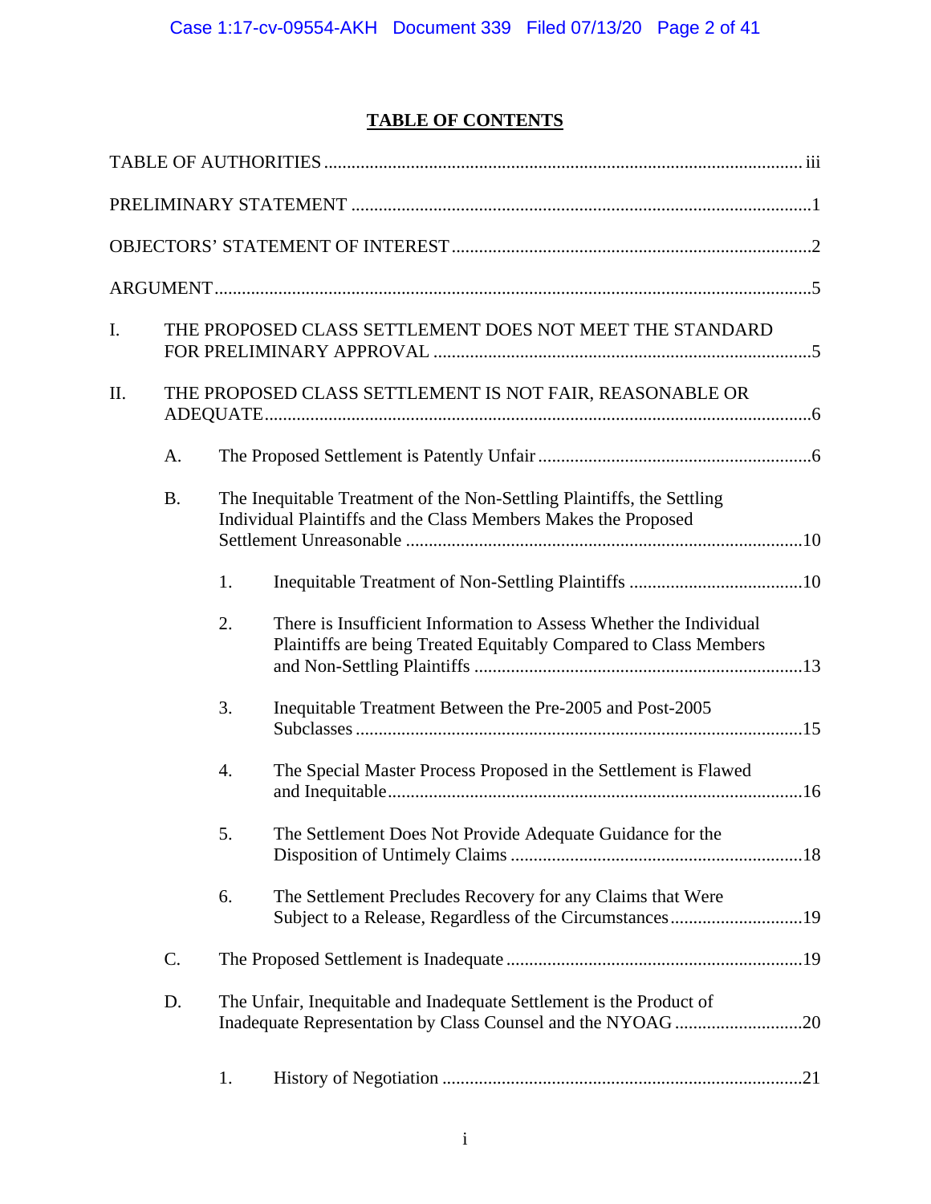# TABLE OF CONTENTS

TABLE OF AUTHORITIES ..... iii

PRELIMINARY STATEMENT ..... 1

OBJECTORS' STATEMENT OF INTEREST ..... 2

ARGUMENT ..... 5

I. THE PROPOSED CLASS SETTLEMENT DOES NOT MEET THE STANDARD FOR PRELIMINARY APPROVAL ..... 5

II. THE PROPOSED CLASS SETTLEMENT IS NOT FAIR, REASONABLE OR ADEQUATE ..... 6

- A. The Proposed Settlement is Patently Unfair ..... 6
- B. The Inequitable Treatment of the Non-Settling Plaintiffs, the Settling Individual Plaintiffs and the Class Members Makes the Proposed Settlement Unreasonable ..... 10
  1. Inequitable Treatment of Non-Settling Plaintiffs ..... 10
  2. There is Insufficient Information to Assess Whether the Individual Plaintiffs are being Treated Equitably Compared to Class Members and Non-Settling Plaintiffs ..... 13
  3. Inequitable Treatment Between the Pre-2005 and Post-2005 Subclasses ..... 15
  4. The Special Master Process Proposed in the Settlement is Flawed and Inequitable ..... 16
  5. The Settlement Does Not Provide Adequate Guidance for the Disposition of Untimely Claims ..... 18
  6. The Settlement Precludes Recovery for any Claims that Were Subject to a Release, Regardless of the Circumstances ..... 19
- C. The Proposed Settlement is Inadequate ..... 19
- D. The Unfair, Inequitable and Inadequate Settlement is the Product of Inadequate Representation by Class Counsel and the NYOAG ..... 20
  1. History of Negotiation ..... 21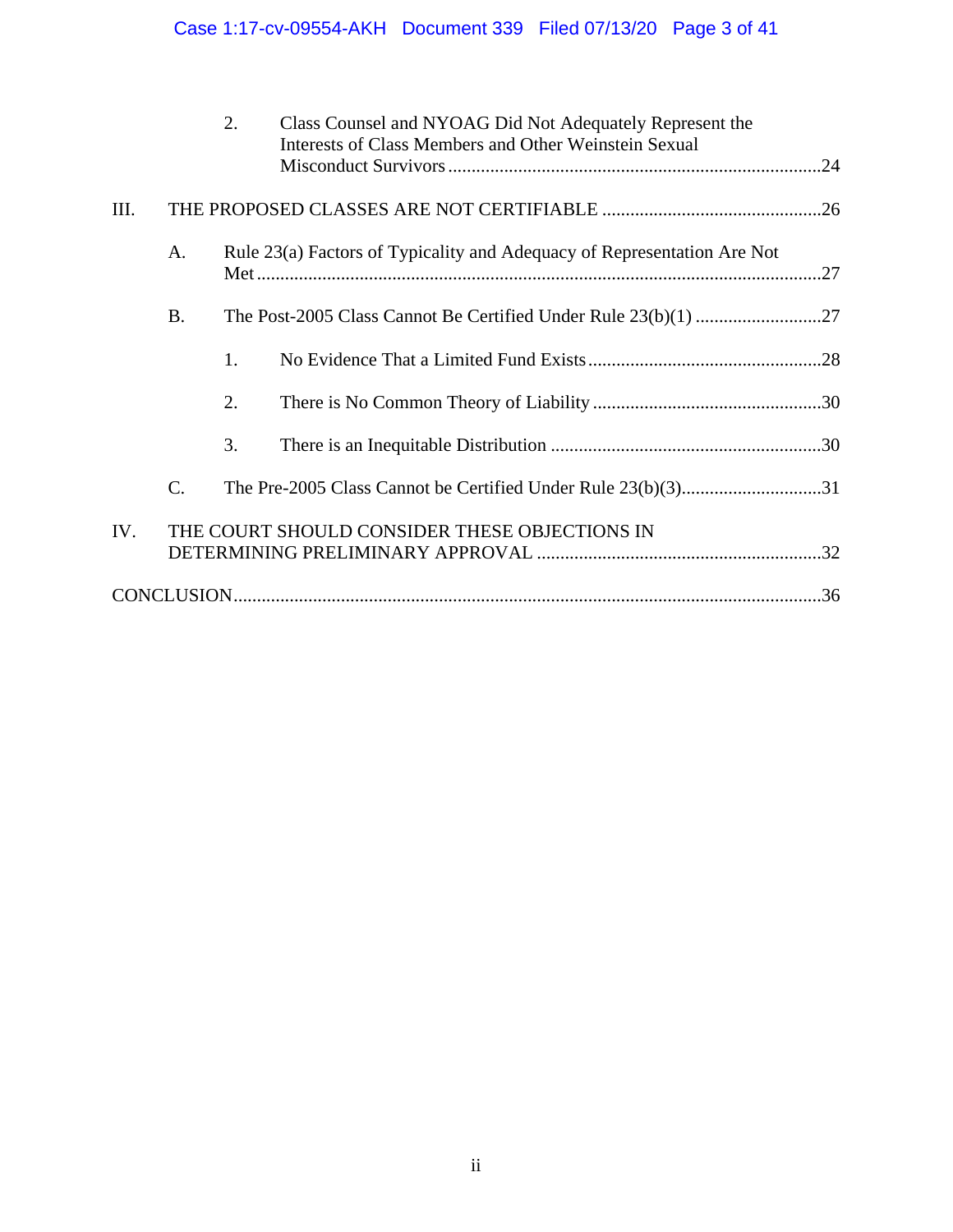2. Class Counsel and NYOAG Did Not Adequately Represent the Interests of Class Members and Other Weinstein Sexual Misconduct Survivors ....24

III. THE PROPOSED CLASSES ARE NOT CERTIFIABLE ....26

A. Rule 23(a) Factors of Typicality and Adequacy of Representation Are Not Met ....27

B. The Post-2005 Class Cannot Be Certified Under Rule 23(b)(1) ....27

1. No Evidence That a Limited Fund Exists ....28

2. There is No Common Theory of Liability ....30

3. There is an Inequitable Distribution ....30

C. The Pre-2005 Class Cannot be Certified Under Rule 23(b)(3) ....31

IV. THE COURT SHOULD CONSIDER THESE OBJECTIONS IN DETERMINING PRELIMINARY APPROVAL ....32

CONCLUSION ....36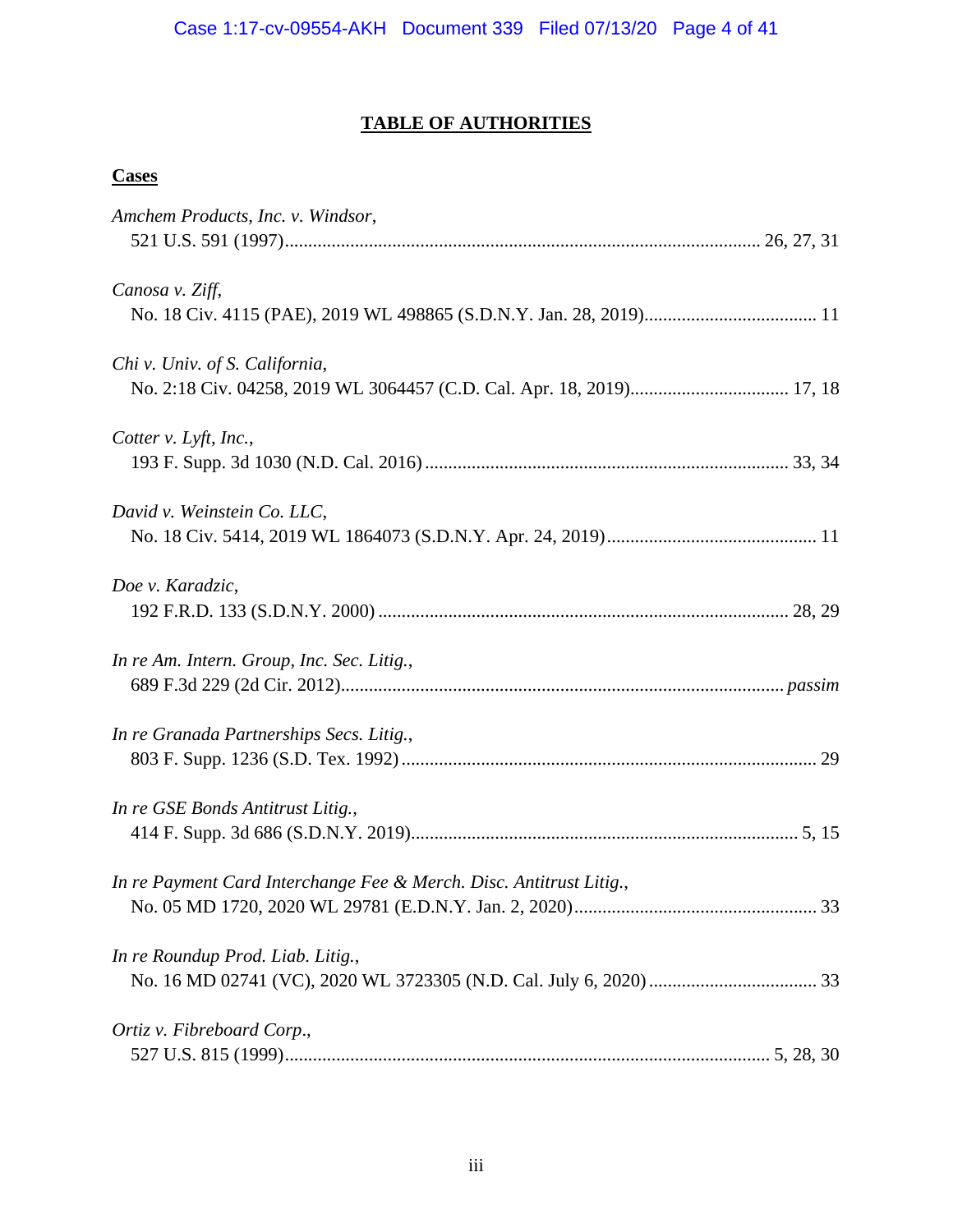# TABLE OF AUTHORITIES

## Cases

*Amchem Products, Inc. v. Windsor*,
521 U.S. 591 (1997)........................................................................................................ 26, 27, 31

*Canosa v. Ziff*,
No. 18 Civ. 4115 (PAE), 2019 WL 498865 (S.D.N.Y. Jan. 28, 2019)..................................... 11

*Chi v. Univ. of S. California*,
No. 2:18 Civ. 04258, 2019 WL 3064457 (C.D. Cal. Apr. 18, 2019).................................. 17, 18

*Cotter v. Lyft, Inc.*,
193 F. Supp. 3d 1030 (N.D. Cal. 2016) ............................................................................. 33, 34

*David v. Weinstein Co. LLC*,
No. 18 Civ. 5414, 2019 WL 1864073 (S.D.N.Y. Apr. 24, 2019)............................................. 11

*Doe v. Karadzic*,
192 F.R.D. 133 (S.D.N.Y. 2000) ........................................................................................ 28, 29

*In re Am. Intern. Group, Inc. Sec. Litig.*,
689 F.3d 229 (2d Cir. 2012)................................................................................................ *passim*

*In re Granada Partnerships Secs. Litig.*,
803 F. Supp. 1236 (S.D. Tex. 1992) ......................................................................................... 29

*In re GSE Bonds Antitrust Litig.*,
414 F. Supp. 3d 686 (S.D.N.Y. 2019)................................................................................... 5, 15

*In re Payment Card Interchange Fee & Merch. Disc. Antitrust Litig.*,
No. 05 MD 1720, 2020 WL 29781 (E.D.N.Y. Jan. 2, 2020).................................................... 33

*In re Roundup Prod. Liab. Litig.*,
No. 16 MD 02741 (VC), 2020 WL 3723305 (N.D. Cal. July 6, 2020) .................................... 33

*Ortiz v. Fibreboard Corp.*,
527 U.S. 815 (1999)........................................................................................................ 5, 28, 30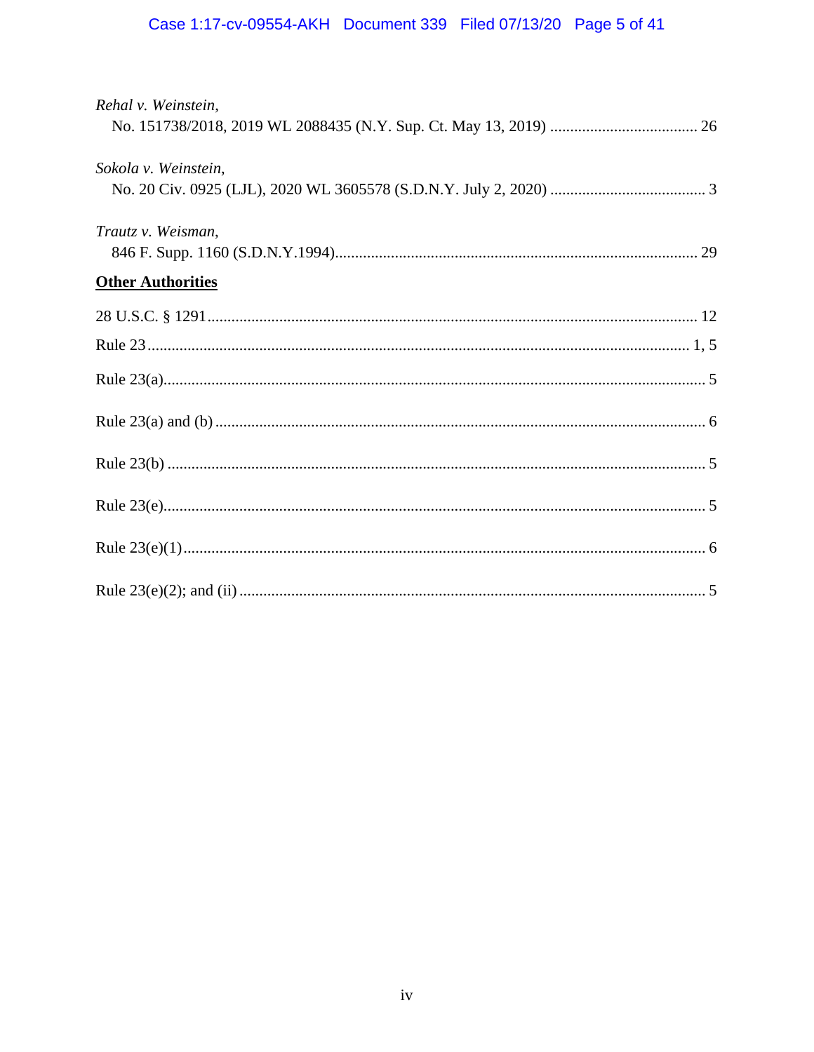*Rehal v. Weinstein*,
No. 151738/2018, 2019 WL 2088435 (N.Y. Sup. Ct. May 13, 2019) ..................................... 26

*Sokola v. Weinstein*,
No. 20 Civ. 0925 (LJL), 2020 WL 3605578 (S.D.N.Y. July 2, 2020) ....................................... 3

*Trautz v. Weisman*,
846 F. Supp. 1160 (S.D.N.Y.1994)........................................................................................... 29

**Other Authorities**

28 U.S.C. § 1291........................................................................................................................ 12

Rule 23 ...................................................................................................................................... 1, 5

Rule 23(a)...................................................................................................................................... 5

Rule 23(a) and (b) ......................................................................................................................... 6

Rule 23(b) ..................................................................................................................................... 5

Rule 23(e)...................................................................................................................................... 5

Rule 23(e)(1) ................................................................................................................................. 6

Rule 23(e)(2); and (ii) ................................................................................................................... 5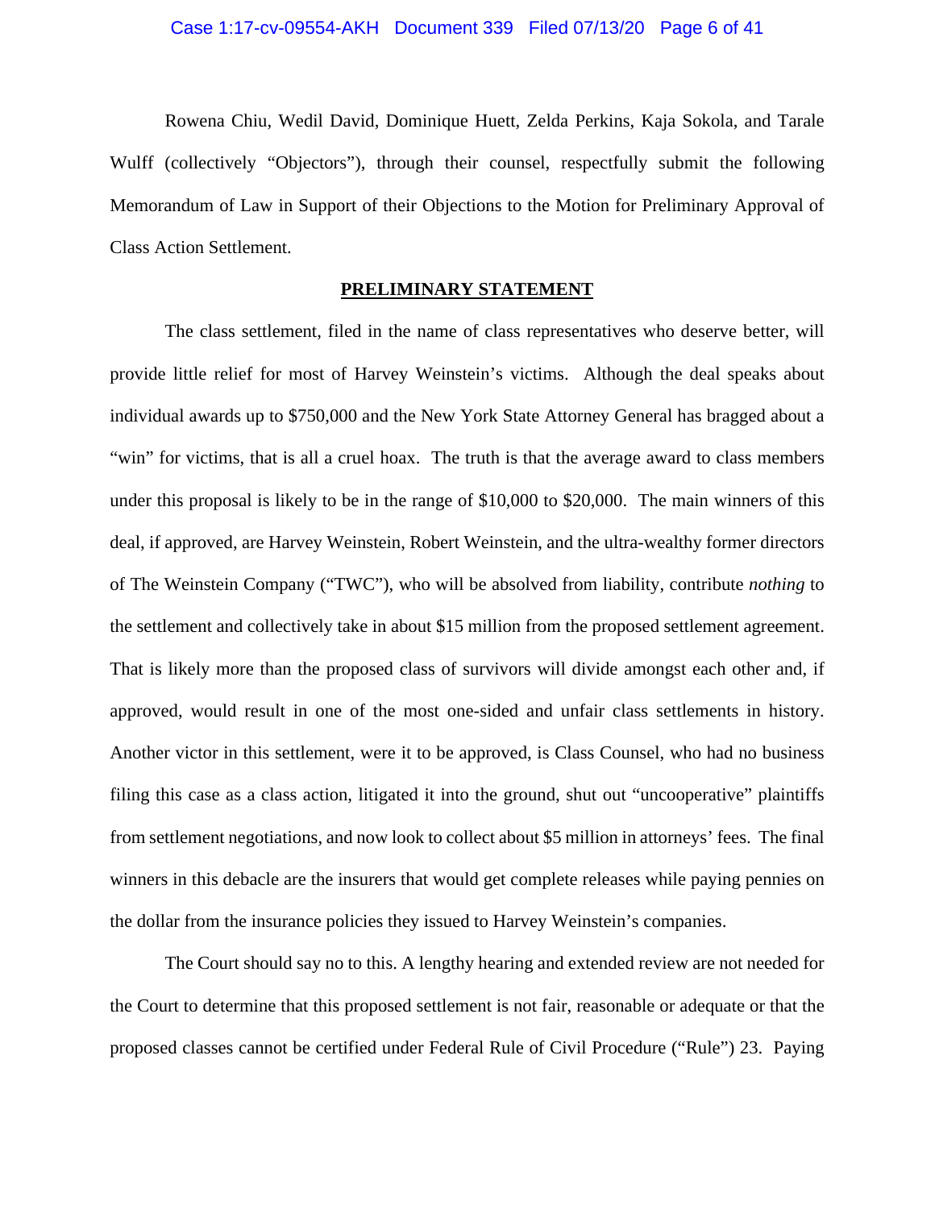Rowena Chiu, Wedil David, Dominique Huett, Zelda Perkins, Kaja Sokola, and Tarale Wulff (collectively "Objectors"), through their counsel, respectfully submit the following Memorandum of Law in Support of their Objections to the Motion for Preliminary Approval of Class Action Settlement.

## PRELIMINARY STATEMENT

The class settlement, filed in the name of class representatives who deserve better, will provide little relief for most of Harvey Weinstein's victims. Although the deal speaks about individual awards up to $750,000 and the New York State Attorney General has bragged about a "win" for victims, that is all a cruel hoax. The truth is that the average award to class members under this proposal is likely to be in the range of $10,000 to $20,000. The main winners of this deal, if approved, are Harvey Weinstein, Robert Weinstein, and the ultra-wealthy former directors of The Weinstein Company ("TWC"), who will be absolved from liability, contribute *nothing* to the settlement and collectively take in about $15 million from the proposed settlement agreement. That is likely more than the proposed class of survivors will divide amongst each other and, if approved, would result in one of the most one-sided and unfair class settlements in history. Another victor in this settlement, were it to be approved, is Class Counsel, who had no business filing this case as a class action, litigated it into the ground, shut out "uncooperative" plaintiffs from settlement negotiations, and now look to collect about $5 million in attorneys' fees. The final winners in this debacle are the insurers that would get complete releases while paying pennies on the dollar from the insurance policies they issued to Harvey Weinstein's companies.

The Court should say no to this. A lengthy hearing and extended review are not needed for the Court to determine that this proposed settlement is not fair, reasonable or adequate or that the proposed classes cannot be certified under Federal Rule of Civil Procedure ("Rule") 23. Paying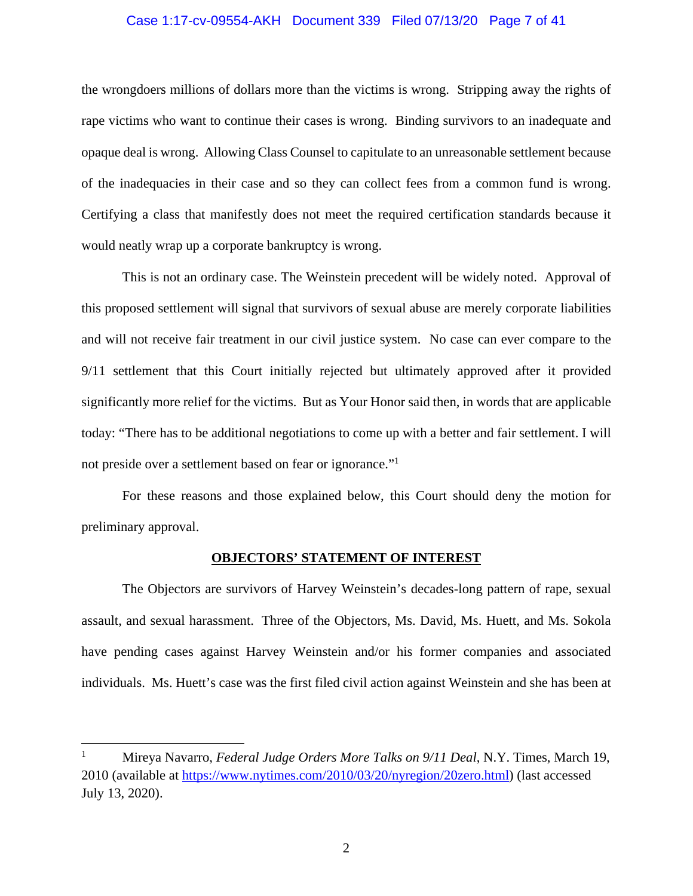the wrongdoers millions of dollars more than the victims is wrong. Stripping away the rights of rape victims who want to continue their cases is wrong. Binding survivors to an inadequate and opaque deal is wrong. Allowing Class Counsel to capitulate to an unreasonable settlement because of the inadequacies in their case and so they can collect fees from a common fund is wrong. Certifying a class that manifestly does not meet the required certification standards because it would neatly wrap up a corporate bankruptcy is wrong.

This is not an ordinary case. The Weinstein precedent will be widely noted. Approval of this proposed settlement will signal that survivors of sexual abuse are merely corporate liabilities and will not receive fair treatment in our civil justice system. No case can ever compare to the 9/11 settlement that this Court initially rejected but ultimately approved after it provided significantly more relief for the victims. But as Your Honor said then, in words that are applicable today: "There has to be additional negotiations to come up with a better and fair settlement. I will not preside over a settlement based on fear or ignorance."[1]

For these reasons and those explained below, this Court should deny the motion for preliminary approval.

## OBJECTORS' STATEMENT OF INTEREST

The Objectors are survivors of Harvey Weinstein's decades-long pattern of rape, sexual assault, and sexual harassment. Three of the Objectors, Ms. David, Ms. Huett, and Ms. Sokola have pending cases against Harvey Weinstein and/or his former companies and associated individuals. Ms. Huett's case was the first filed civil action against Weinstein and she has been at

---

[1] Mireya Navarro, *Federal Judge Orders More Talks on 9/11 Deal*, N.Y. Times, March 19, 2010 (available at https://www.nytimes.com/2010/03/20/nyregion/20zero.html) (last accessed July 13, 2020).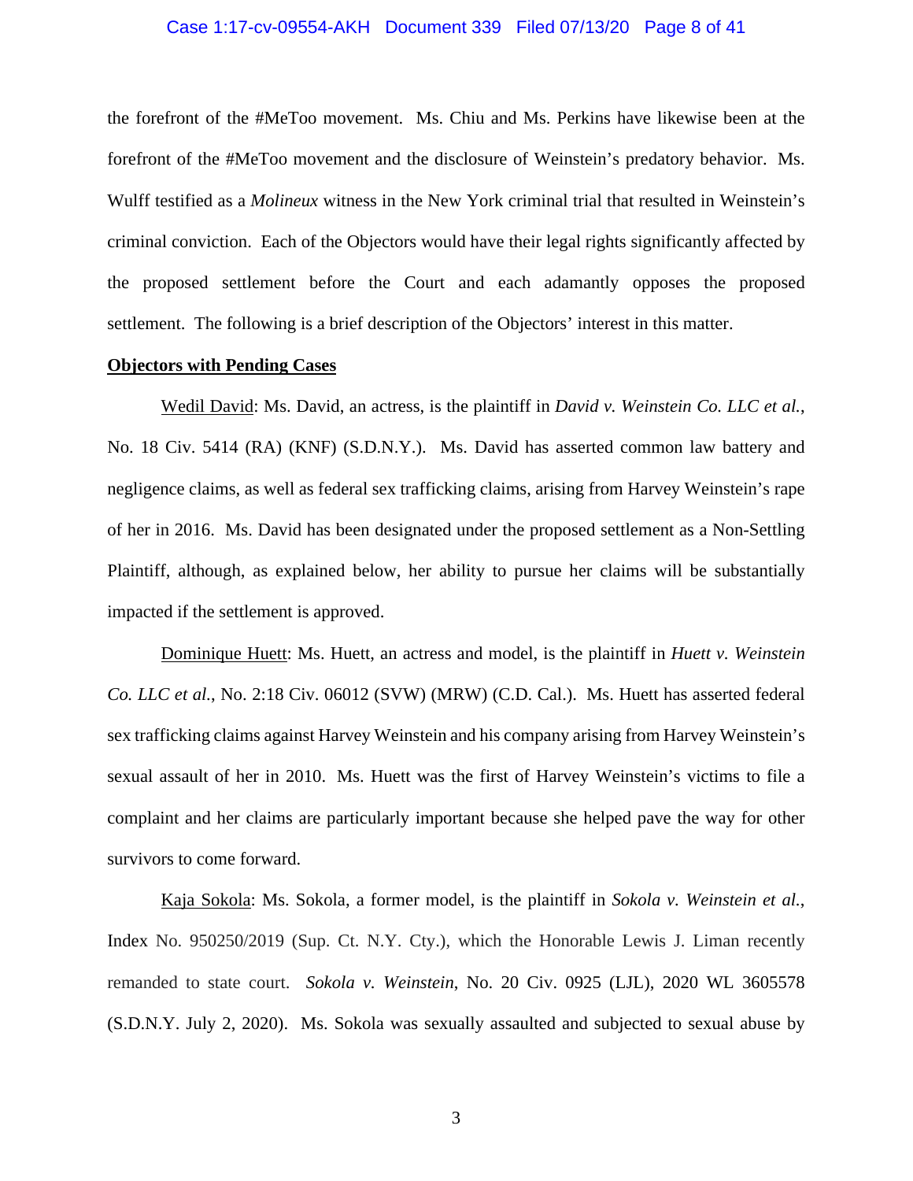the forefront of the #MeToo movement. Ms. Chiu and Ms. Perkins have likewise been at the forefront of the #MeToo movement and the disclosure of Weinstein's predatory behavior. Ms. Wulff testified as a *Molineux* witness in the New York criminal trial that resulted in Weinstein's criminal conviction. Each of the Objectors would have their legal rights significantly affected by the proposed settlement before the Court and each adamantly opposes the proposed settlement. The following is a brief description of the Objectors' interest in this matter.

**Objectors with Pending Cases**

Wedil David: Ms. David, an actress, is the plaintiff in *David v. Weinstein Co. LLC et al.*, No. 18 Civ. 5414 (RA) (KNF) (S.D.N.Y.). Ms. David has asserted common law battery and negligence claims, as well as federal sex trafficking claims, arising from Harvey Weinstein's rape of her in 2016. Ms. David has been designated under the proposed settlement as a Non-Settling Plaintiff, although, as explained below, her ability to pursue her claims will be substantially impacted if the settlement is approved.

Dominique Huett: Ms. Huett, an actress and model, is the plaintiff in *Huett v. Weinstein Co. LLC et al.*, No. 2:18 Civ. 06012 (SVW) (MRW) (C.D. Cal.). Ms. Huett has asserted federal sex trafficking claims against Harvey Weinstein and his company arising from Harvey Weinstein's sexual assault of her in 2010. Ms. Huett was the first of Harvey Weinstein's victims to file a complaint and her claims are particularly important because she helped pave the way for other survivors to come forward.

Kaja Sokola: Ms. Sokola, a former model, is the plaintiff in *Sokola v. Weinstein et al.*, Index No. 950250/2019 (Sup. Ct. N.Y. Cty.), which the Honorable Lewis J. Liman recently remanded to state court. *Sokola v. Weinstein*, No. 20 Civ. 0925 (LJL), 2020 WL 3605578 (S.D.N.Y. July 2, 2020). Ms. Sokola was sexually assaulted and subjected to sexual abuse by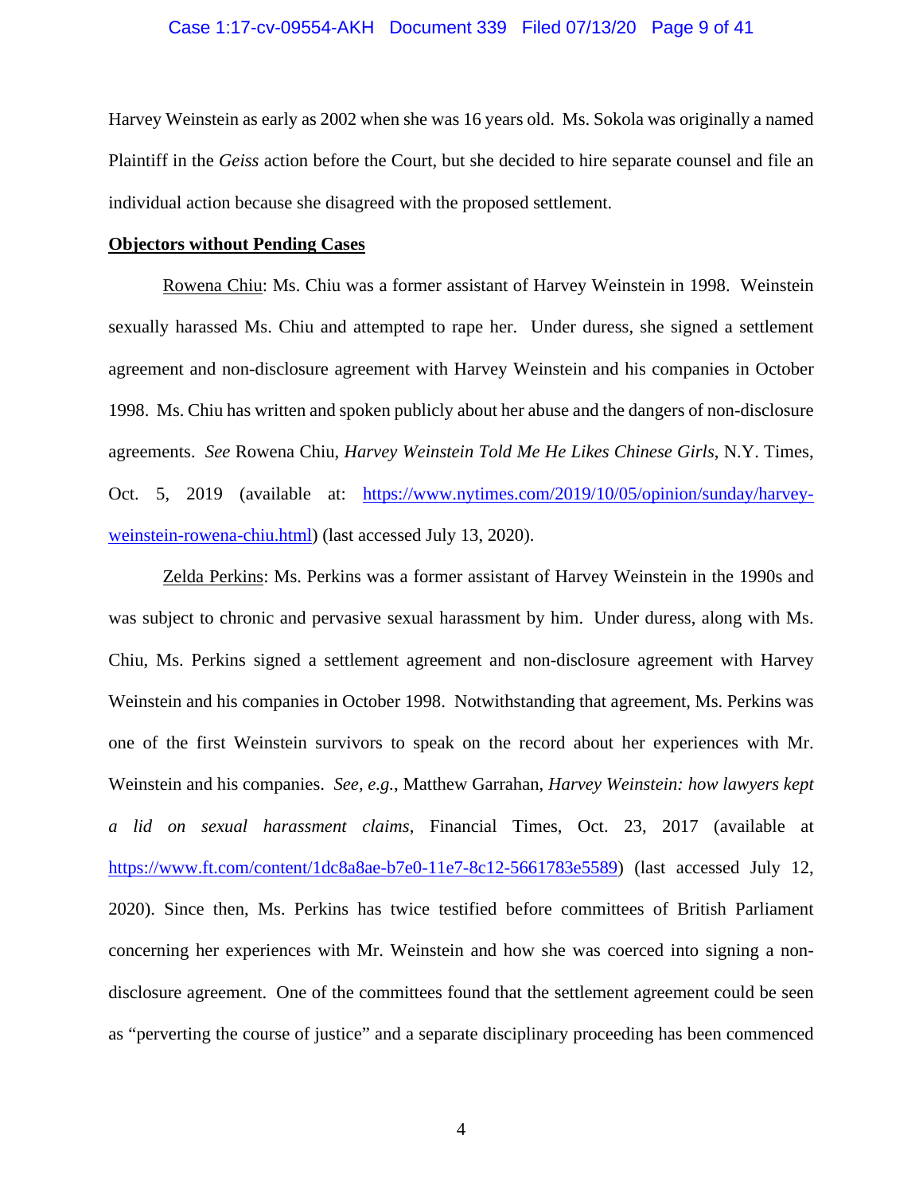Harvey Weinstein as early as 2002 when she was 16 years old. Ms. Sokola was originally a named Plaintiff in the *Geiss* action before the Court, but she decided to hire separate counsel and file an individual action because she disagreed with the proposed settlement.

**Objectors without Pending Cases**

Rowena Chiu: Ms. Chiu was a former assistant of Harvey Weinstein in 1998. Weinstein sexually harassed Ms. Chiu and attempted to rape her. Under duress, she signed a settlement agreement and non-disclosure agreement with Harvey Weinstein and his companies in October 1998. Ms. Chiu has written and spoken publicly about her abuse and the dangers of non-disclosure agreements. *See* Rowena Chiu, *Harvey Weinstein Told Me He Likes Chinese Girls*, N.Y. Times, Oct. 5, 2019 (available at: https://www.nytimes.com/2019/10/05/opinion/sunday/harvey-weinstein-rowena-chiu.html) (last accessed July 13, 2020).

Zelda Perkins: Ms. Perkins was a former assistant of Harvey Weinstein in the 1990s and was subject to chronic and pervasive sexual harassment by him. Under duress, along with Ms. Chiu, Ms. Perkins signed a settlement agreement and non-disclosure agreement with Harvey Weinstein and his companies in October 1998. Notwithstanding that agreement, Ms. Perkins was one of the first Weinstein survivors to speak on the record about her experiences with Mr. Weinstein and his companies. *See, e.g.*, Matthew Garrahan, *Harvey Weinstein: how lawyers kept a lid on sexual harassment claims*, Financial Times, Oct. 23, 2017 (available at https://www.ft.com/content/1dc8a8ae-b7e0-11e7-8c12-5661783e5589) (last accessed July 12, 2020). Since then, Ms. Perkins has twice testified before committees of British Parliament concerning her experiences with Mr. Weinstein and how she was coerced into signing a non-disclosure agreement. One of the committees found that the settlement agreement could be seen as "perverting the course of justice" and a separate disciplinary proceeding has been commenced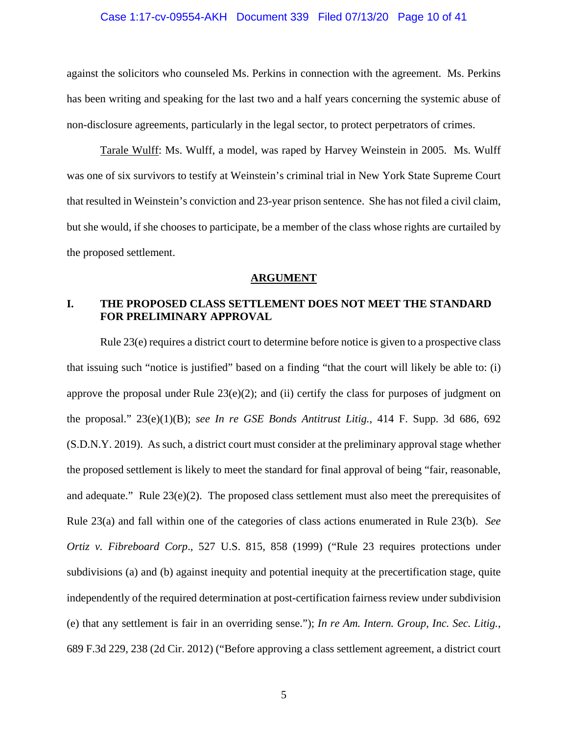against the solicitors who counseled Ms. Perkins in connection with the agreement. Ms. Perkins has been writing and speaking for the last two and a half years concerning the systemic abuse of non-disclosure agreements, particularly in the legal sector, to protect perpetrators of crimes.

Tarale Wulff: Ms. Wulff, a model, was raped by Harvey Weinstein in 2005. Ms. Wulff was one of six survivors to testify at Weinstein's criminal trial in New York State Supreme Court that resulted in Weinstein's conviction and 23-year prison sentence. She has not filed a civil claim, but she would, if she chooses to participate, be a member of the class whose rights are curtailed by the proposed settlement.

## ARGUMENT

### I. THE PROPOSED CLASS SETTLEMENT DOES NOT MEET THE STANDARD FOR PRELIMINARY APPROVAL

Rule 23(e) requires a district court to determine before notice is given to a prospective class that issuing such "notice is justified" based on a finding "that the court will likely be able to: (i) approve the proposal under Rule 23(e)(2); and (ii) certify the class for purposes of judgment on the proposal." 23(e)(1)(B); *see In re GSE Bonds Antitrust Litig.*, 414 F. Supp. 3d 686, 692 (S.D.N.Y. 2019). As such, a district court must consider at the preliminary approval stage whether the proposed settlement is likely to meet the standard for final approval of being "fair, reasonable, and adequate." Rule 23(e)(2). The proposed class settlement must also meet the prerequisites of Rule 23(a) and fall within one of the categories of class actions enumerated in Rule 23(b). *See Ortiz v. Fibreboard Corp*., 527 U.S. 815, 858 (1999) ("Rule 23 requires protections under subdivisions (a) and (b) against inequity and potential inequity at the precertification stage, quite independently of the required determination at post-certification fairness review under subdivision (e) that any settlement is fair in an overriding sense."); *In re Am. Intern. Group, Inc. Sec. Litig.*, 689 F.3d 229, 238 (2d Cir. 2012) ("Before approving a class settlement agreement, a district court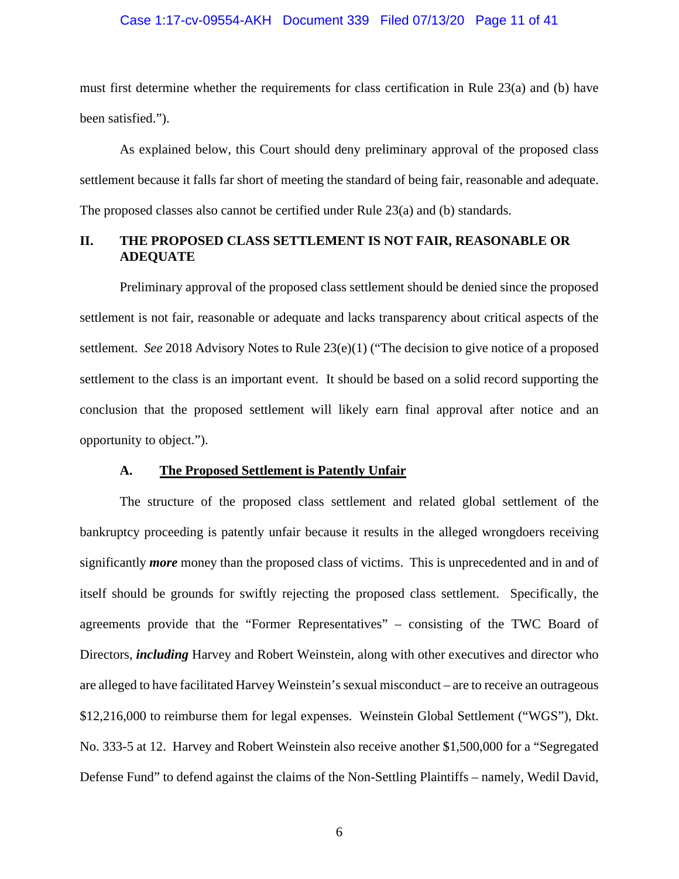must first determine whether the requirements for class certification in Rule 23(a) and (b) have been satisfied.").

As explained below, this Court should deny preliminary approval of the proposed class settlement because it falls far short of meeting the standard of being fair, reasonable and adequate. The proposed classes also cannot be certified under Rule 23(a) and (b) standards.

## II. THE PROPOSED CLASS SETTLEMENT IS NOT FAIR, REASONABLE OR ADEQUATE

Preliminary approval of the proposed class settlement should be denied since the proposed settlement is not fair, reasonable or adequate and lacks transparency about critical aspects of the settlement. *See* 2018 Advisory Notes to Rule 23(e)(1) ("The decision to give notice of a proposed settlement to the class is an important event. It should be based on a solid record supporting the conclusion that the proposed settlement will likely earn final approval after notice and an opportunity to object.").

### A. <u>The Proposed Settlement is Patently Unfair</u>

The structure of the proposed class settlement and related global settlement of the bankruptcy proceeding is patently unfair because it results in the alleged wrongdoers receiving significantly ***more*** money than the proposed class of victims. This is unprecedented and in and of itself should be grounds for swiftly rejecting the proposed class settlement. Specifically, the agreements provide that the "Former Representatives" – consisting of the TWC Board of Directors, ***including*** Harvey and Robert Weinstein, along with other executives and director who are alleged to have facilitated Harvey Weinstein's sexual misconduct – are to receive an outrageous $12,216,000 to reimburse them for legal expenses. Weinstein Global Settlement ("WGS"), Dkt. No. 333-5 at 12. Harvey and Robert Weinstein also receive another $1,500,000 for a "Segregated Defense Fund" to defend against the claims of the Non-Settling Plaintiffs – namely, Wedil David,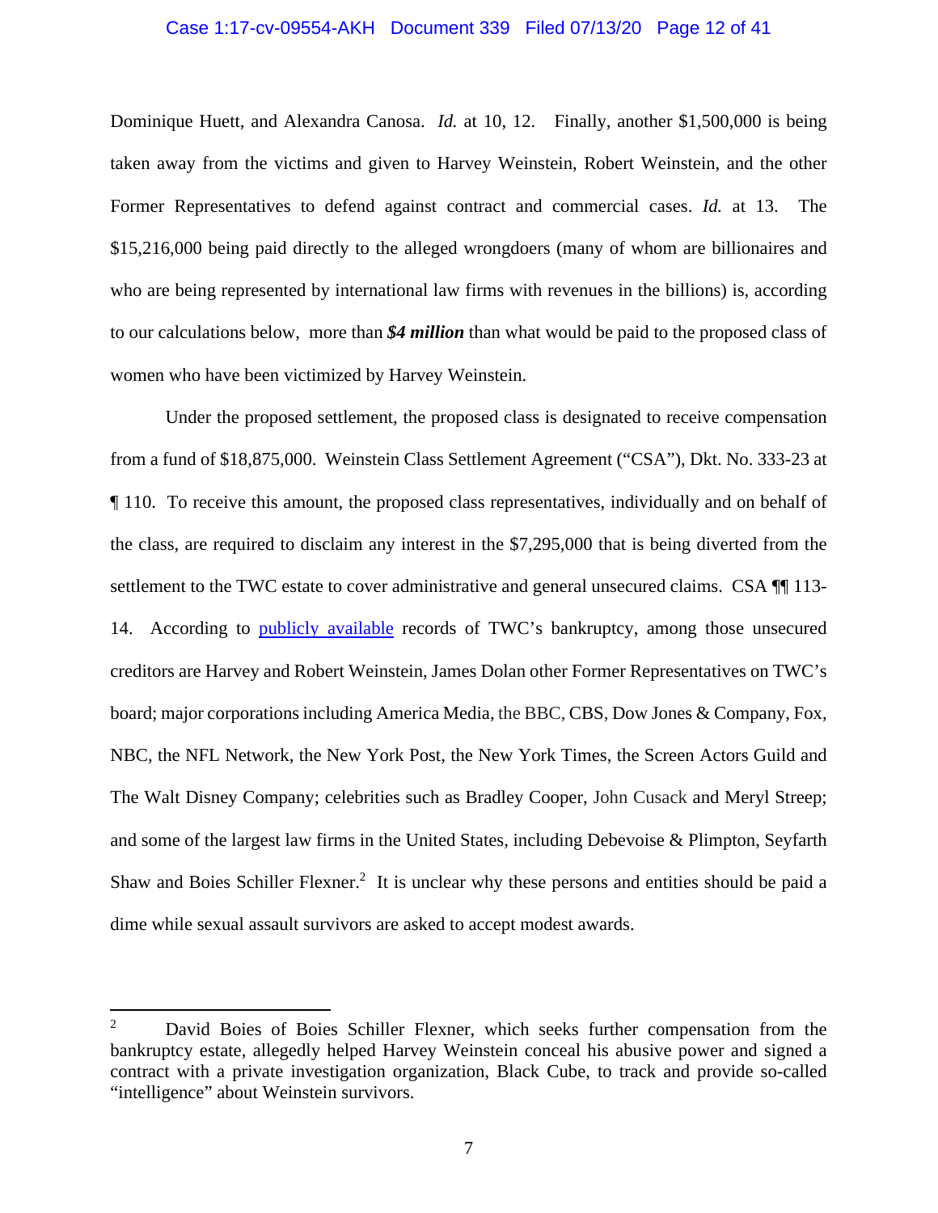Dominique Huett, and Alexandra Canosa. *Id.* at 10, 12. Finally, another $1,500,000 is being taken away from the victims and given to Harvey Weinstein, Robert Weinstein, and the other Former Representatives to defend against contract and commercial cases. *Id.* at 13. The $15,216,000 being paid directly to the alleged wrongdoers (many of whom are billionaires and who are being represented by international law firms with revenues in the billions) is, according to our calculations below, more than ***$4 million*** than what would be paid to the proposed class of women who have been victimized by Harvey Weinstein.

Under the proposed settlement, the proposed class is designated to receive compensation from a fund of $18,875,000. Weinstein Class Settlement Agreement ("CSA"), Dkt. No. 333-23 at ¶ 110. To receive this amount, the proposed class representatives, individually and on behalf of the class, are required to disclaim any interest in the $7,295,000 that is being diverted from the settlement to the TWC estate to cover administrative and general unsecured claims. CSA ¶¶ 113-14. According to publicly available records of TWC's bankruptcy, among those unsecured creditors are Harvey and Robert Weinstein, James Dolan other Former Representatives on TWC's board; major corporations including America Media, the BBC, CBS, Dow Jones & Company, Fox, NBC, the NFL Network, the New York Post, the New York Times, the Screen Actors Guild and The Walt Disney Company; celebrities such as Bradley Cooper, John Cusack and Meryl Streep; and some of the largest law firms in the United States, including Debevoise & Plimpton, Seyfarth Shaw and Boies Schiller Flexner.[2] It is unclear why these persons and entities should be paid a dime while sexual assault survivors are asked to accept modest awards.

---

[2] David Boies of Boies Schiller Flexner, which seeks further compensation from the bankruptcy estate, allegedly helped Harvey Weinstein conceal his abusive power and signed a contract with a private investigation organization, Black Cube, to track and provide so-called "intelligence" about Weinstein survivors.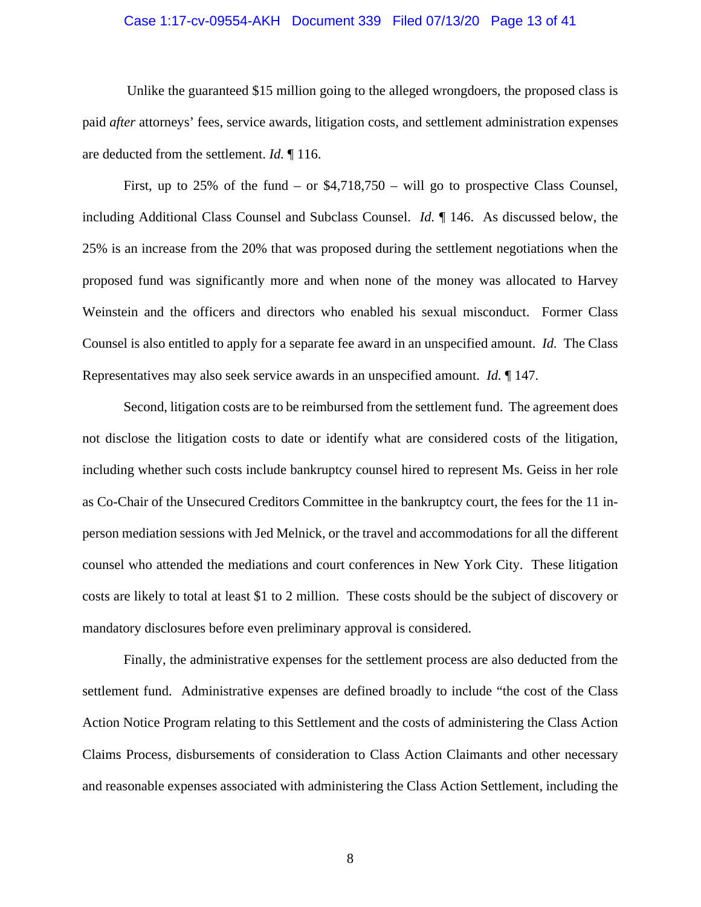Unlike the guaranteed \$15 million going to the alleged wrongdoers, the proposed class is paid *after* attorneys' fees, service awards, litigation costs, and settlement administration expenses are deducted from the settlement. *Id.* ¶ 116.

First, up to 25% of the fund – or \$4,718,750 – will go to prospective Class Counsel, including Additional Class Counsel and Subclass Counsel. *Id.* ¶ 146. As discussed below, the 25% is an increase from the 20% that was proposed during the settlement negotiations when the proposed fund was significantly more and when none of the money was allocated to Harvey Weinstein and the officers and directors who enabled his sexual misconduct. Former Class Counsel is also entitled to apply for a separate fee award in an unspecified amount. *Id.* The Class Representatives may also seek service awards in an unspecified amount. *Id.* ¶ 147.

Second, litigation costs are to be reimbursed from the settlement fund. The agreement does not disclose the litigation costs to date or identify what are considered costs of the litigation, including whether such costs include bankruptcy counsel hired to represent Ms. Geiss in her role as Co-Chair of the Unsecured Creditors Committee in the bankruptcy court, the fees for the 11 in-person mediation sessions with Jed Melnick, or the travel and accommodations for all the different counsel who attended the mediations and court conferences in New York City. These litigation costs are likely to total at least \$1 to 2 million. These costs should be the subject of discovery or mandatory disclosures before even preliminary approval is considered.

Finally, the administrative expenses for the settlement process are also deducted from the settlement fund. Administrative expenses are defined broadly to include "the cost of the Class Action Notice Program relating to this Settlement and the costs of administering the Class Action Claims Process, disbursements of consideration to Class Action Claimants and other necessary and reasonable expenses associated with administering the Class Action Settlement, including the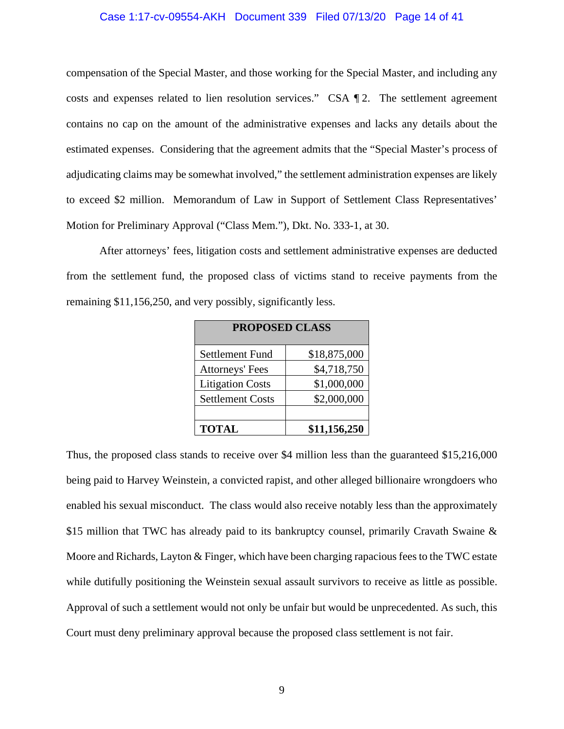compensation of the Special Master, and those working for the Special Master, and including any costs and expenses related to lien resolution services." CSA ¶ 2. The settlement agreement contains no cap on the amount of the administrative expenses and lacks any details about the estimated expenses. Considering that the agreement admits that the "Special Master's process of adjudicating claims may be somewhat involved," the settlement administration expenses are likely to exceed $2 million. Memorandum of Law in Support of Settlement Class Representatives' Motion for Preliminary Approval ("Class Mem."), Dkt. No. 333-1, at 30.

After attorneys' fees, litigation costs and settlement administrative expenses are deducted from the settlement fund, the proposed class of victims stand to receive payments from the remaining $11,156,250, and very possibly, significantly less.

| **PROPOSED CLASS** | |
|---|---|
| Settlement Fund | $18,875,000 |
| Attorneys' Fees | $4,718,750 |
| Litigation Costs | $1,000,000 |
| Settlement Costs | $2,000,000 |
| | |
| **TOTAL** | **$11,156,250** |

Thus, the proposed class stands to receive over $4 million less than the guaranteed $15,216,000 being paid to Harvey Weinstein, a convicted rapist, and other alleged billionaire wrongdoers who enabled his sexual misconduct. The class would also receive notably less than the approximately $15 million that TWC has already paid to its bankruptcy counsel, primarily Cravath Swaine & Moore and Richards, Layton & Finger, which have been charging rapacious fees to the TWC estate while dutifully positioning the Weinstein sexual assault survivors to receive as little as possible. Approval of such a settlement would not only be unfair but would be unprecedented. As such, this Court must deny preliminary approval because the proposed class settlement is not fair.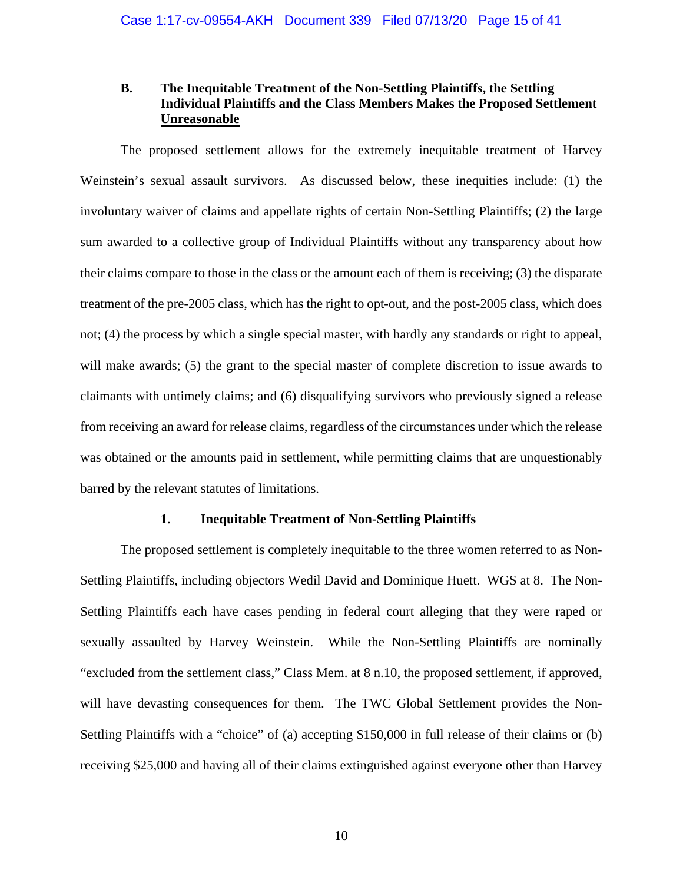### B. The Inequitable Treatment of the Non-Settling Plaintiffs, the Settling Individual Plaintiffs and the Class Members Makes the Proposed Settlement <u>Unreasonable</u>

The proposed settlement allows for the extremely inequitable treatment of Harvey Weinstein's sexual assault survivors. As discussed below, these inequities include: (1) the involuntary waiver of claims and appellate rights of certain Non-Settling Plaintiffs; (2) the large sum awarded to a collective group of Individual Plaintiffs without any transparency about how their claims compare to those in the class or the amount each of them is receiving; (3) the disparate treatment of the pre-2005 class, which has the right to opt-out, and the post-2005 class, which does not; (4) the process by which a single special master, with hardly any standards or right to appeal, will make awards; (5) the grant to the special master of complete discretion to issue awards to claimants with untimely claims; and (6) disqualifying survivors who previously signed a release from receiving an award for release claims, regardless of the circumstances under which the release was obtained or the amounts paid in settlement, while permitting claims that are unquestionably barred by the relevant statutes of limitations.

#### 1. Inequitable Treatment of Non-Settling Plaintiffs

The proposed settlement is completely inequitable to the three women referred to as Non-Settling Plaintiffs, including objectors Wedil David and Dominique Huett. WGS at 8. The Non-Settling Plaintiffs each have cases pending in federal court alleging that they were raped or sexually assaulted by Harvey Weinstein. While the Non-Settling Plaintiffs are nominally "excluded from the settlement class," Class Mem. at 8 n.10, the proposed settlement, if approved, will have devasting consequences for them. The TWC Global Settlement provides the Non-Settling Plaintiffs with a "choice" of (a) accepting $150,000 in full release of their claims or (b) receiving $25,000 and having all of their claims extinguished against everyone other than Harvey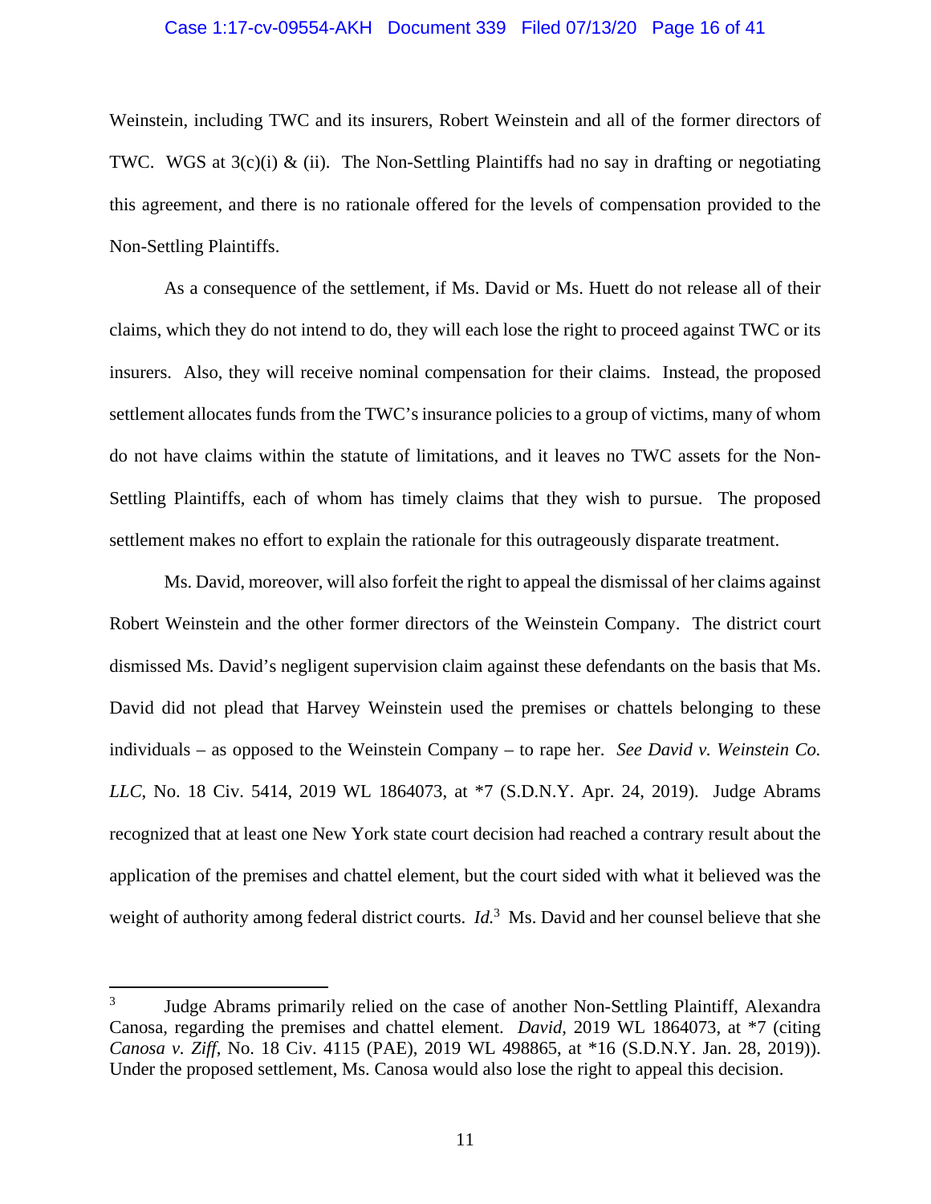Weinstein, including TWC and its insurers, Robert Weinstein and all of the former directors of TWC. WGS at 3(c)(i) & (ii). The Non-Settling Plaintiffs had no say in drafting or negotiating this agreement, and there is no rationale offered for the levels of compensation provided to the Non-Settling Plaintiffs.

As a consequence of the settlement, if Ms. David or Ms. Huett do not release all of their claims, which they do not intend to do, they will each lose the right to proceed against TWC or its insurers. Also, they will receive nominal compensation for their claims. Instead, the proposed settlement allocates funds from the TWC's insurance policies to a group of victims, many of whom do not have claims within the statute of limitations, and it leaves no TWC assets for the Non-Settling Plaintiffs, each of whom has timely claims that they wish to pursue. The proposed settlement makes no effort to explain the rationale for this outrageously disparate treatment.

Ms. David, moreover, will also forfeit the right to appeal the dismissal of her claims against Robert Weinstein and the other former directors of the Weinstein Company. The district court dismissed Ms. David's negligent supervision claim against these defendants on the basis that Ms. David did not plead that Harvey Weinstein used the premises or chattels belonging to these individuals – as opposed to the Weinstein Company – to rape her. *See David v. Weinstein Co. LLC*, No. 18 Civ. 5414, 2019 WL 1864073, at *7 (S.D.N.Y. Apr. 24, 2019). Judge Abrams recognized that at least one New York state court decision had reached a contrary result about the application of the premises and chattel element, but the court sided with what it believed was the weight of authority among federal district courts. *Id.*[3] Ms. David and her counsel believe that she

---

[3] Judge Abrams primarily relied on the case of another Non-Settling Plaintiff, Alexandra Canosa, regarding the premises and chattel element. *David*, 2019 WL 1864073, at *7 (citing *Canosa v. Ziff*, No. 18 Civ. 4115 (PAE), 2019 WL 498865, at *16 (S.D.N.Y. Jan. 28, 2019)). Under the proposed settlement, Ms. Canosa would also lose the right to appeal this decision.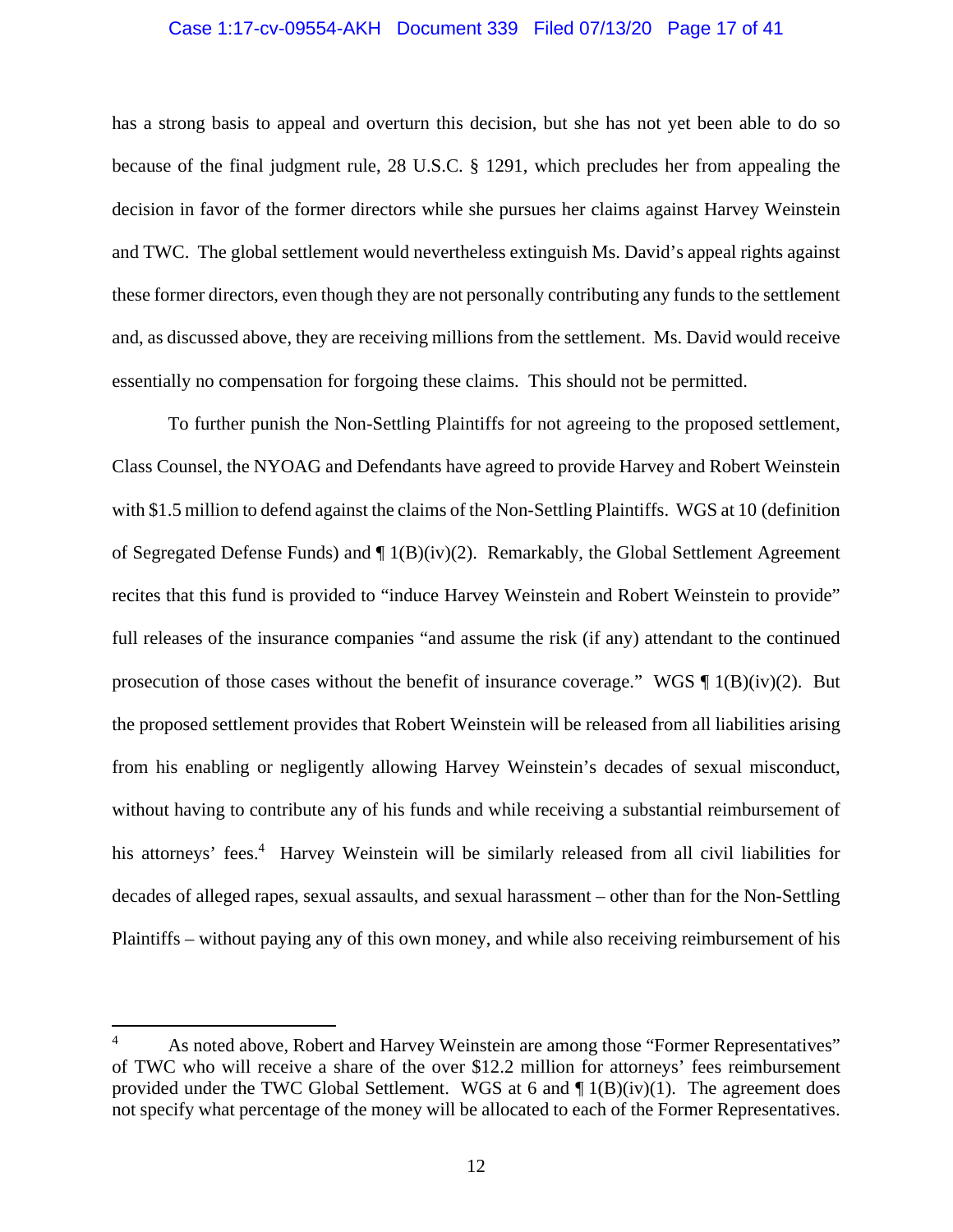has a strong basis to appeal and overturn this decision, but she has not yet been able to do so because of the final judgment rule, 28 U.S.C. § 1291, which precludes her from appealing the decision in favor of the former directors while she pursues her claims against Harvey Weinstein and TWC. The global settlement would nevertheless extinguish Ms. David's appeal rights against these former directors, even though they are not personally contributing any funds to the settlement and, as discussed above, they are receiving millions from the settlement. Ms. David would receive essentially no compensation for forgoing these claims. This should not be permitted.

To further punish the Non-Settling Plaintiffs for not agreeing to the proposed settlement, Class Counsel, the NYOAG and Defendants have agreed to provide Harvey and Robert Weinstein with $1.5 million to defend against the claims of the Non-Settling Plaintiffs. WGS at 10 (definition of Segregated Defense Funds) and ¶ 1(B)(iv)(2). Remarkably, the Global Settlement Agreement recites that this fund is provided to "induce Harvey Weinstein and Robert Weinstein to provide" full releases of the insurance companies "and assume the risk (if any) attendant to the continued prosecution of those cases without the benefit of insurance coverage." WGS ¶ 1(B)(iv)(2). But the proposed settlement provides that Robert Weinstein will be released from all liabilities arising from his enabling or negligently allowing Harvey Weinstein's decades of sexual misconduct, without having to contribute any of his funds and while receiving a substantial reimbursement of his attorneys' fees.[4] Harvey Weinstein will be similarly released from all civil liabilities for decades of alleged rapes, sexual assaults, and sexual harassment – other than for the Non-Settling Plaintiffs – without paying any of this own money, and while also receiving reimbursement of his

---

[4] As noted above, Robert and Harvey Weinstein are among those "Former Representatives" of TWC who will receive a share of the over $12.2 million for attorneys' fees reimbursement provided under the TWC Global Settlement. WGS at 6 and ¶ 1(B)(iv)(1). The agreement does not specify what percentage of the money will be allocated to each of the Former Representatives.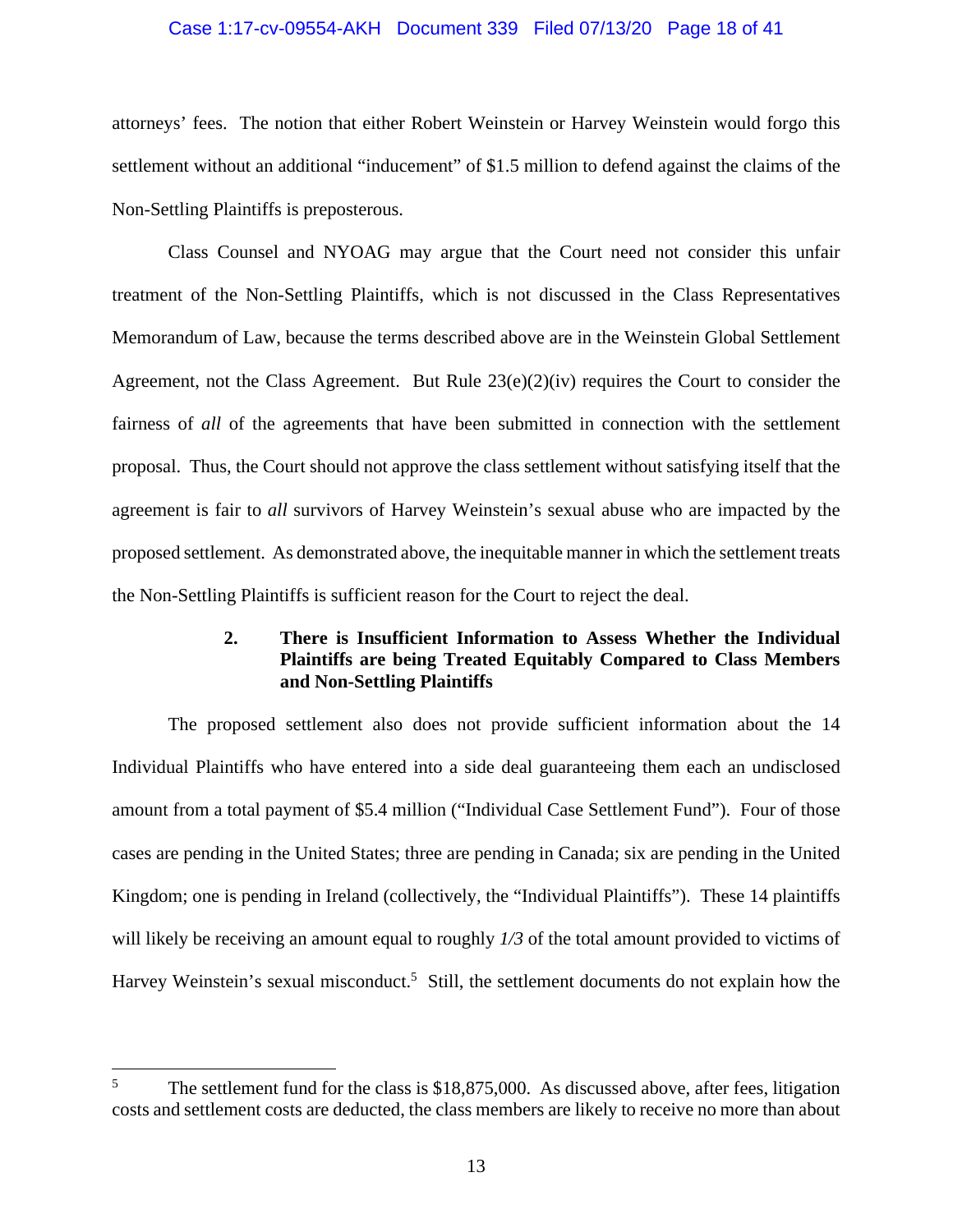attorneys' fees. The notion that either Robert Weinstein or Harvey Weinstein would forgo this settlement without an additional "inducement" of $1.5 million to defend against the claims of the Non-Settling Plaintiffs is preposterous.

Class Counsel and NYOAG may argue that the Court need not consider this unfair treatment of the Non-Settling Plaintiffs, which is not discussed in the Class Representatives Memorandum of Law, because the terms described above are in the Weinstein Global Settlement Agreement, not the Class Agreement. But Rule 23(e)(2)(iv) requires the Court to consider the fairness of *all* of the agreements that have been submitted in connection with the settlement proposal. Thus, the Court should not approve the class settlement without satisfying itself that the agreement is fair to *all* survivors of Harvey Weinstein's sexual abuse who are impacted by the proposed settlement. As demonstrated above, the inequitable manner in which the settlement treats the Non-Settling Plaintiffs is sufficient reason for the Court to reject the deal.

### 2. There is Insufficient Information to Assess Whether the Individual Plaintiffs are being Treated Equitably Compared to Class Members and Non-Settling Plaintiffs

The proposed settlement also does not provide sufficient information about the 14 Individual Plaintiffs who have entered into a side deal guaranteeing them each an undisclosed amount from a total payment of $5.4 million ("Individual Case Settlement Fund"). Four of those cases are pending in the United States; three are pending in Canada; six are pending in the United Kingdom; one is pending in Ireland (collectively, the "Individual Plaintiffs"). These 14 plaintiffs will likely be receiving an amount equal to roughly *1/3* of the total amount provided to victims of Harvey Weinstein's sexual misconduct.[5] Still, the settlement documents do not explain how the

---

[5] The settlement fund for the class is $18,875,000. As discussed above, after fees, litigation costs and settlement costs are deducted, the class members are likely to receive no more than about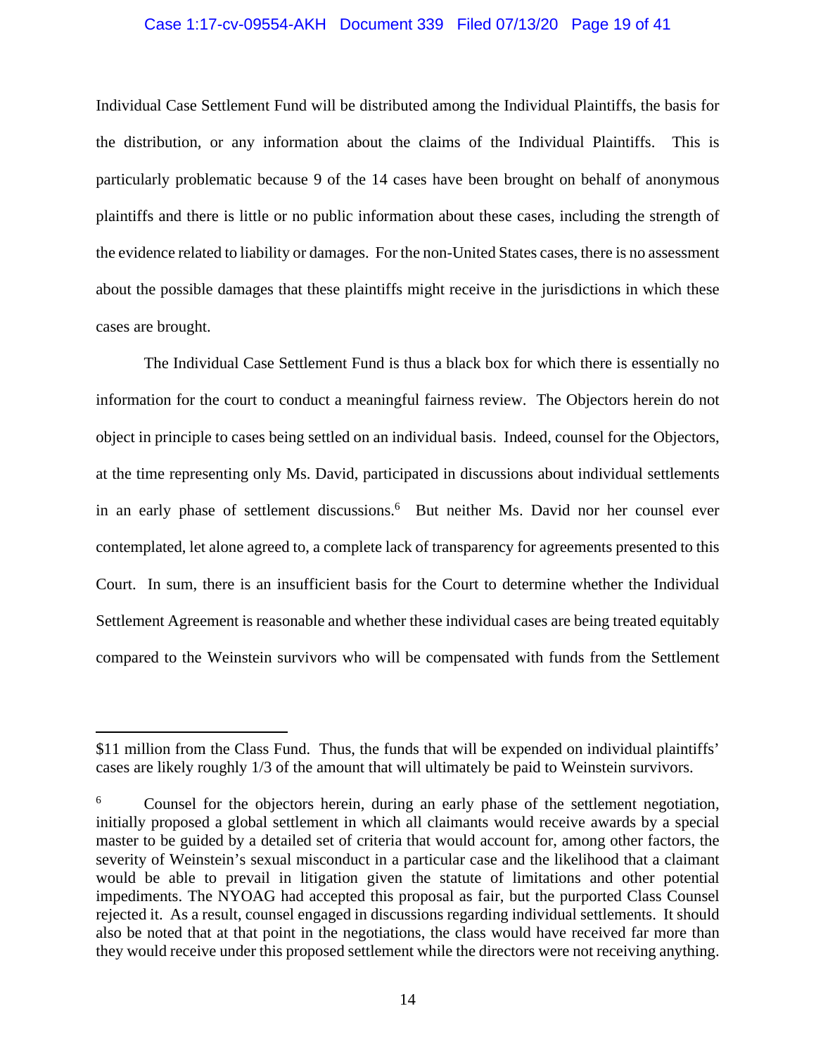Individual Case Settlement Fund will be distributed among the Individual Plaintiffs, the basis for the distribution, or any information about the claims of the Individual Plaintiffs. This is particularly problematic because 9 of the 14 cases have been brought on behalf of anonymous plaintiffs and there is little or no public information about these cases, including the strength of the evidence related to liability or damages. For the non-United States cases, there is no assessment about the possible damages that these plaintiffs might receive in the jurisdictions in which these cases are brought.

The Individual Case Settlement Fund is thus a black box for which there is essentially no information for the court to conduct a meaningful fairness review. The Objectors herein do not object in principle to cases being settled on an individual basis. Indeed, counsel for the Objectors, at the time representing only Ms. David, participated in discussions about individual settlements in an early phase of settlement discussions.[6] But neither Ms. David nor her counsel ever contemplated, let alone agreed to, a complete lack of transparency for agreements presented to this Court. In sum, there is an insufficient basis for the Court to determine whether the Individual Settlement Agreement is reasonable and whether these individual cases are being treated equitably compared to the Weinstein survivors who will be compensated with funds from the Settlement

---

$11 million from the Class Fund. Thus, the funds that will be expended on individual plaintiffs' cases are likely roughly 1/3 of the amount that will ultimately be paid to Weinstein survivors.

[6] Counsel for the objectors herein, during an early phase of the settlement negotiation, initially proposed a global settlement in which all claimants would receive awards by a special master to be guided by a detailed set of criteria that would account for, among other factors, the severity of Weinstein's sexual misconduct in a particular case and the likelihood that a claimant would be able to prevail in litigation given the statute of limitations and other potential impediments. The NYOAG had accepted this proposal as fair, but the purported Class Counsel rejected it. As a result, counsel engaged in discussions regarding individual settlements. It should also be noted that at that point in the negotiations, the class would have received far more than they would receive under this proposed settlement while the directors were not receiving anything.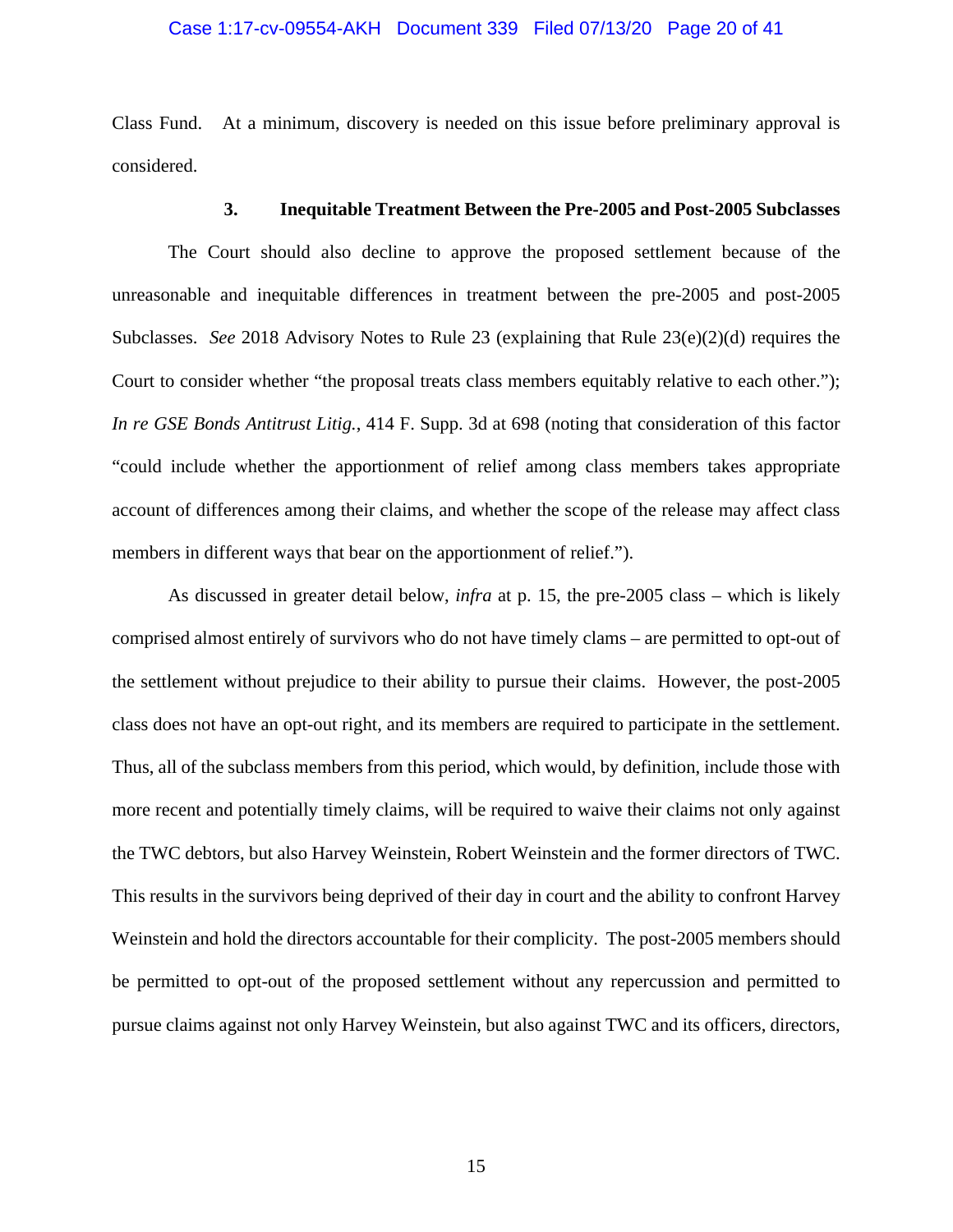Class Fund. At a minimum, discovery is needed on this issue before preliminary approval is considered.

### 3. Inequitable Treatment Between the Pre-2005 and Post-2005 Subclasses

The Court should also decline to approve the proposed settlement because of the unreasonable and inequitable differences in treatment between the pre-2005 and post-2005 Subclasses. *See* 2018 Advisory Notes to Rule 23 (explaining that Rule 23(e)(2)(d) requires the Court to consider whether "the proposal treats class members equitably relative to each other."); *In re GSE Bonds Antitrust Litig.*, 414 F. Supp. 3d at 698 (noting that consideration of this factor "could include whether the apportionment of relief among class members takes appropriate account of differences among their claims, and whether the scope of the release may affect class members in different ways that bear on the apportionment of relief.").

As discussed in greater detail below, *infra* at p. 15, the pre-2005 class – which is likely comprised almost entirely of survivors who do not have timely clams – are permitted to opt-out of the settlement without prejudice to their ability to pursue their claims. However, the post-2005 class does not have an opt-out right, and its members are required to participate in the settlement. Thus, all of the subclass members from this period, which would, by definition, include those with more recent and potentially timely claims, will be required to waive their claims not only against the TWC debtors, but also Harvey Weinstein, Robert Weinstein and the former directors of TWC. This results in the survivors being deprived of their day in court and the ability to confront Harvey Weinstein and hold the directors accountable for their complicity. The post-2005 members should be permitted to opt-out of the proposed settlement without any repercussion and permitted to pursue claims against not only Harvey Weinstein, but also against TWC and its officers, directors,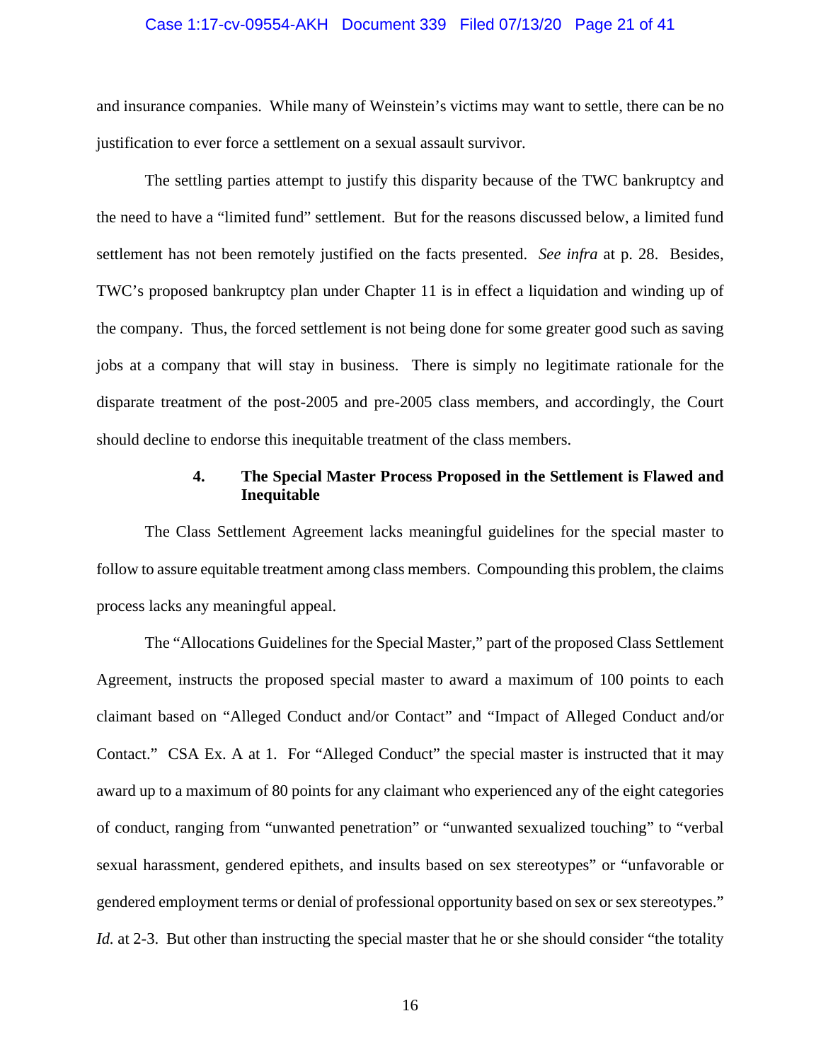and insurance companies. While many of Weinstein's victims may want to settle, there can be no justification to ever force a settlement on a sexual assault survivor.

The settling parties attempt to justify this disparity because of the TWC bankruptcy and the need to have a "limited fund" settlement. But for the reasons discussed below, a limited fund settlement has not been remotely justified on the facts presented. *See infra* at p. 28. Besides, TWC's proposed bankruptcy plan under Chapter 11 is in effect a liquidation and winding up of the company. Thus, the forced settlement is not being done for some greater good such as saving jobs at a company that will stay in business. There is simply no legitimate rationale for the disparate treatment of the post-2005 and pre-2005 class members, and accordingly, the Court should decline to endorse this inequitable treatment of the class members.

#### 4. The Special Master Process Proposed in the Settlement is Flawed and Inequitable

The Class Settlement Agreement lacks meaningful guidelines for the special master to follow to assure equitable treatment among class members. Compounding this problem, the claims process lacks any meaningful appeal.

The "Allocations Guidelines for the Special Master," part of the proposed Class Settlement Agreement, instructs the proposed special master to award a maximum of 100 points to each claimant based on "Alleged Conduct and/or Contact" and "Impact of Alleged Conduct and/or Contact." CSA Ex. A at 1. For "Alleged Conduct" the special master is instructed that it may award up to a maximum of 80 points for any claimant who experienced any of the eight categories of conduct, ranging from "unwanted penetration" or "unwanted sexualized touching" to "verbal sexual harassment, gendered epithets, and insults based on sex stereotypes" or "unfavorable or gendered employment terms or denial of professional opportunity based on sex or sex stereotypes." *Id.* at 2-3. But other than instructing the special master that he or she should consider "the totality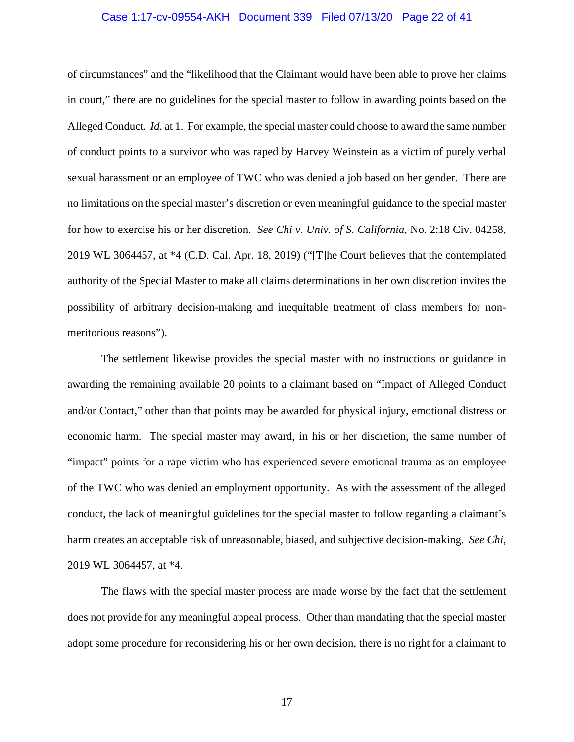of circumstances" and the "likelihood that the Claimant would have been able to prove her claims in court," there are no guidelines for the special master to follow in awarding points based on the Alleged Conduct. *Id.* at 1. For example, the special master could choose to award the same number of conduct points to a survivor who was raped by Harvey Weinstein as a victim of purely verbal sexual harassment or an employee of TWC who was denied a job based on her gender. There are no limitations on the special master's discretion or even meaningful guidance to the special master for how to exercise his or her discretion. *See Chi v. Univ. of S. California*, No. 2:18 Civ. 04258, 2019 WL 3064457, at *4 (C.D. Cal. Apr. 18, 2019) ("[T]he Court believes that the contemplated authority of the Special Master to make all claims determinations in her own discretion invites the possibility of arbitrary decision-making and inequitable treatment of class members for non-meritorious reasons").

The settlement likewise provides the special master with no instructions or guidance in awarding the remaining available 20 points to a claimant based on "Impact of Alleged Conduct and/or Contact," other than that points may be awarded for physical injury, emotional distress or economic harm. The special master may award, in his or her discretion, the same number of "impact" points for a rape victim who has experienced severe emotional trauma as an employee of the TWC who was denied an employment opportunity. As with the assessment of the alleged conduct, the lack of meaningful guidelines for the special master to follow regarding a claimant's harm creates an acceptable risk of unreasonable, biased, and subjective decision-making. *See Chi*, 2019 WL 3064457, at *4.

The flaws with the special master process are made worse by the fact that the settlement does not provide for any meaningful appeal process. Other than mandating that the special master adopt some procedure for reconsidering his or her own decision, there is no right for a claimant to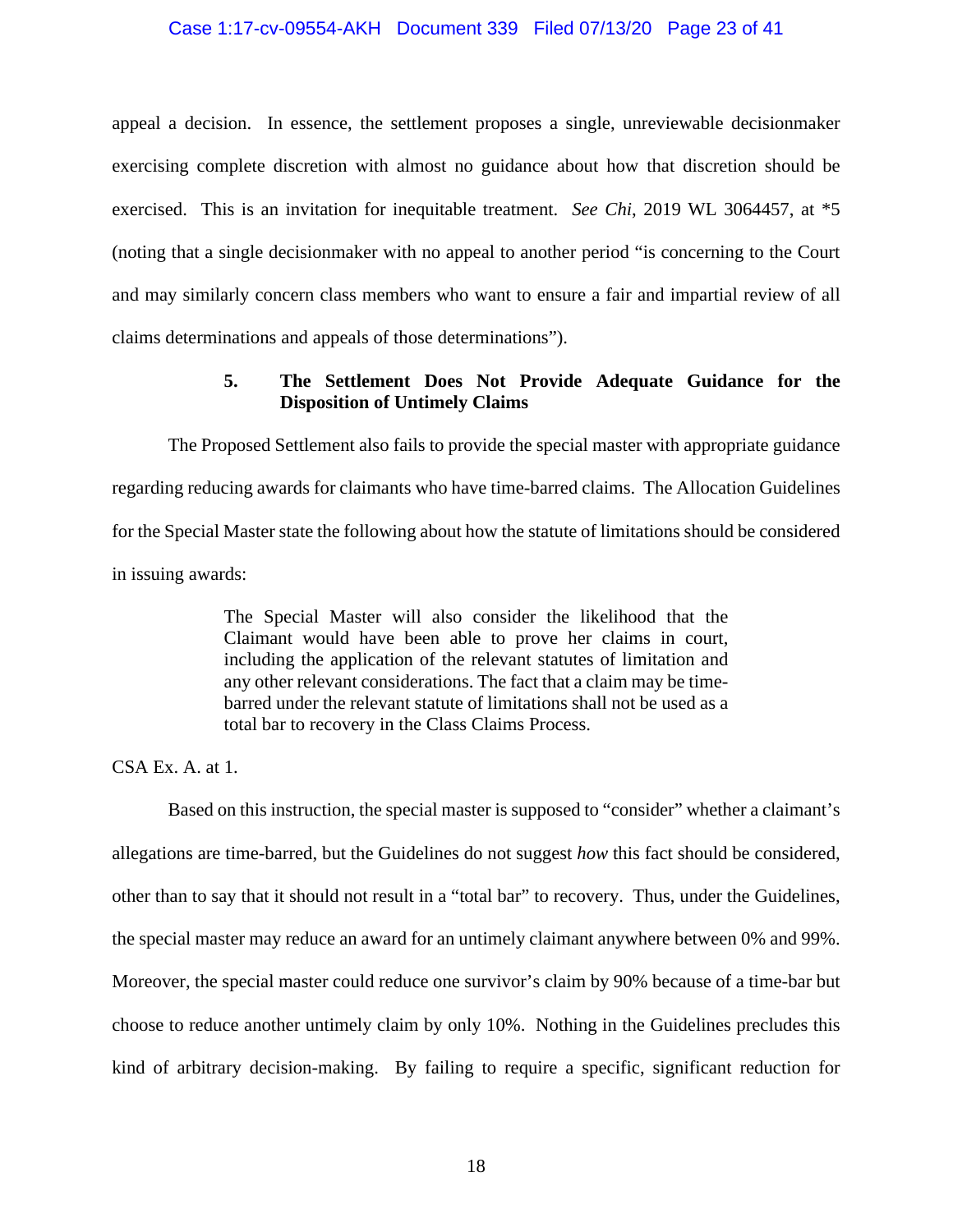appeal a decision. In essence, the settlement proposes a single, unreviewable decisionmaker exercising complete discretion with almost no guidance about how that discretion should be exercised. This is an invitation for inequitable treatment. *See Chi*, 2019 WL 3064457, at *5 (noting that a single decisionmaker with no appeal to another period "is concerning to the Court and may similarly concern class members who want to ensure a fair and impartial review of all claims determinations and appeals of those determinations").

### 5. The Settlement Does Not Provide Adequate Guidance for the Disposition of Untimely Claims

The Proposed Settlement also fails to provide the special master with appropriate guidance regarding reducing awards for claimants who have time-barred claims. The Allocation Guidelines for the Special Master state the following about how the statute of limitations should be considered in issuing awards:

> The Special Master will also consider the likelihood that the Claimant would have been able to prove her claims in court, including the application of the relevant statutes of limitation and any other relevant considerations. The fact that a claim may be time-barred under the relevant statute of limitations shall not be used as a total bar to recovery in the Class Claims Process.

CSA Ex. A. at 1.

Based on this instruction, the special master is supposed to "consider" whether a claimant's allegations are time-barred, but the Guidelines do not suggest *how* this fact should be considered, other than to say that it should not result in a "total bar" to recovery. Thus, under the Guidelines, the special master may reduce an award for an untimely claimant anywhere between 0% and 99%. Moreover, the special master could reduce one survivor's claim by 90% because of a time-bar but choose to reduce another untimely claim by only 10%. Nothing in the Guidelines precludes this kind of arbitrary decision-making. By failing to require a specific, significant reduction for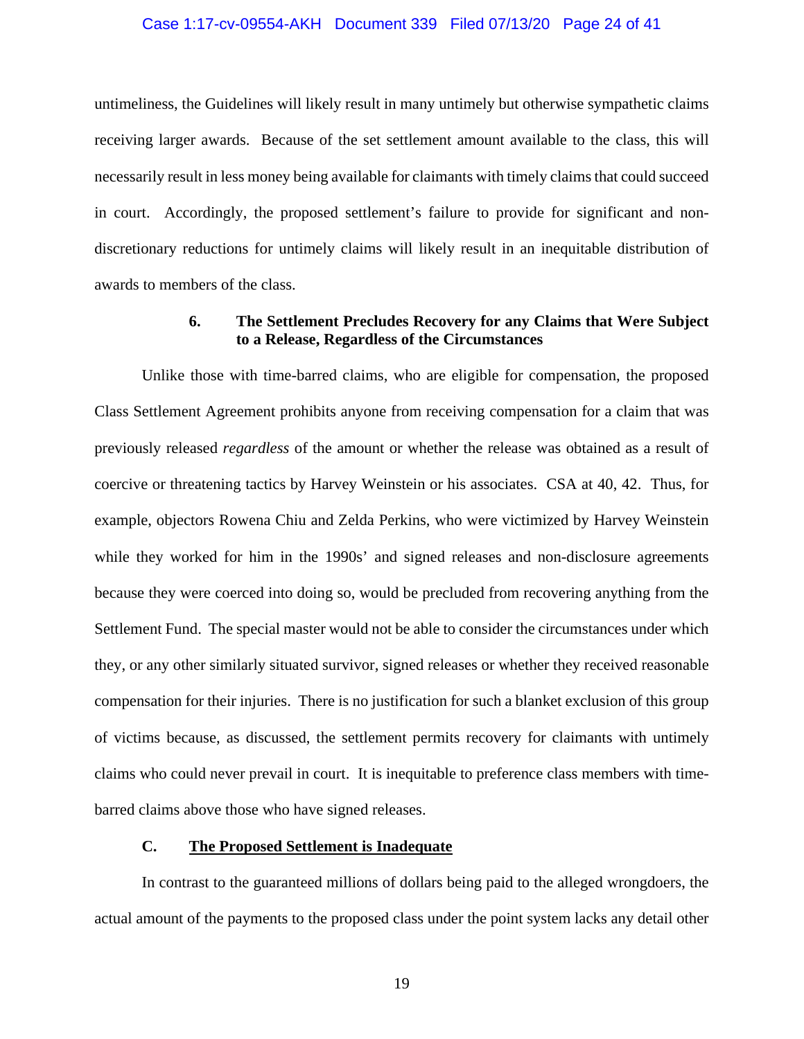untimeliness, the Guidelines will likely result in many untimely but otherwise sympathetic claims receiving larger awards. Because of the set settlement amount available to the class, this will necessarily result in less money being available for claimants with timely claims that could succeed in court. Accordingly, the proposed settlement's failure to provide for significant and non-discretionary reductions for untimely claims will likely result in an inequitable distribution of awards to members of the class.

#### 6. The Settlement Precludes Recovery for any Claims that Were Subject to a Release, Regardless of the Circumstances

Unlike those with time-barred claims, who are eligible for compensation, the proposed Class Settlement Agreement prohibits anyone from receiving compensation for a claim that was previously released *regardless* of the amount or whether the release was obtained as a result of coercive or threatening tactics by Harvey Weinstein or his associates. CSA at 40, 42. Thus, for example, objectors Rowena Chiu and Zelda Perkins, who were victimized by Harvey Weinstein while they worked for him in the 1990s' and signed releases and non-disclosure agreements because they were coerced into doing so, would be precluded from recovering anything from the Settlement Fund. The special master would not be able to consider the circumstances under which they, or any other similarly situated survivor, signed releases or whether they received reasonable compensation for their injuries. There is no justification for such a blanket exclusion of this group of victims because, as discussed, the settlement permits recovery for claimants with untimely claims who could never prevail in court. It is inequitable to preference class members with time-barred claims above those who have signed releases.

### C. The Proposed Settlement is Inadequate

In contrast to the guaranteed millions of dollars being paid to the alleged wrongdoers, the actual amount of the payments to the proposed class under the point system lacks any detail other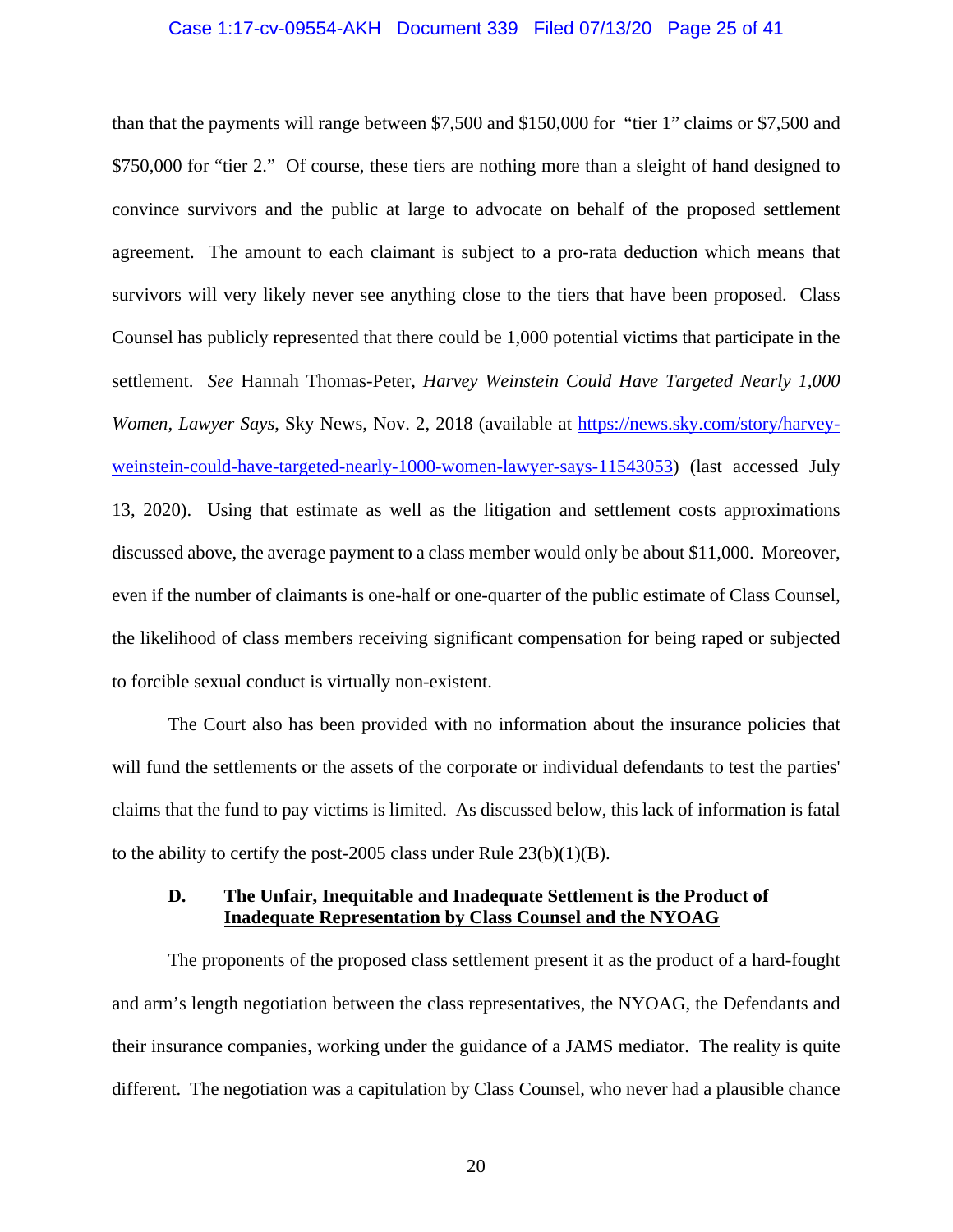than that the payments will range between $7,500 and $150,000 for "tier 1" claims or $7,500 and $750,000 for "tier 2." Of course, these tiers are nothing more than a sleight of hand designed to convince survivors and the public at large to advocate on behalf of the proposed settlement agreement. The amount to each claimant is subject to a pro-rata deduction which means that survivors will very likely never see anything close to the tiers that have been proposed. Class Counsel has publicly represented that there could be 1,000 potential victims that participate in the settlement. *See* Hannah Thomas-Peter, *Harvey Weinstein Could Have Targeted Nearly 1,000 Women, Lawyer Says*, Sky News, Nov. 2, 2018 (available at [https://news.sky.com/story/harvey-weinstein-could-have-targeted-nearly-1000-women-lawyer-says-11543053](https://news.sky.com/story/harvey-weinstein-could-have-targeted-nearly-1000-women-lawyer-says-11543053)) (last accessed July 13, 2020). Using that estimate as well as the litigation and settlement costs approximations discussed above, the average payment to a class member would only be about $11,000. Moreover, even if the number of claimants is one-half or one-quarter of the public estimate of Class Counsel, the likelihood of class members receiving significant compensation for being raped or subjected to forcible sexual conduct is virtually non-existent.

The Court also has been provided with no information about the insurance policies that will fund the settlements or the assets of the corporate or individual defendants to test the parties' claims that the fund to pay victims is limited. As discussed below, this lack of information is fatal to the ability to certify the post-2005 class under Rule 23(b)(1)(B).

### D. The Unfair, Inequitable and Inadequate Settlement is the Product of Inadequate Representation by Class Counsel and the NYOAG

The proponents of the proposed class settlement present it as the product of a hard-fought and arm's length negotiation between the class representatives, the NYOAG, the Defendants and their insurance companies, working under the guidance of a JAMS mediator. The reality is quite different. The negotiation was a capitulation by Class Counsel, who never had a plausible chance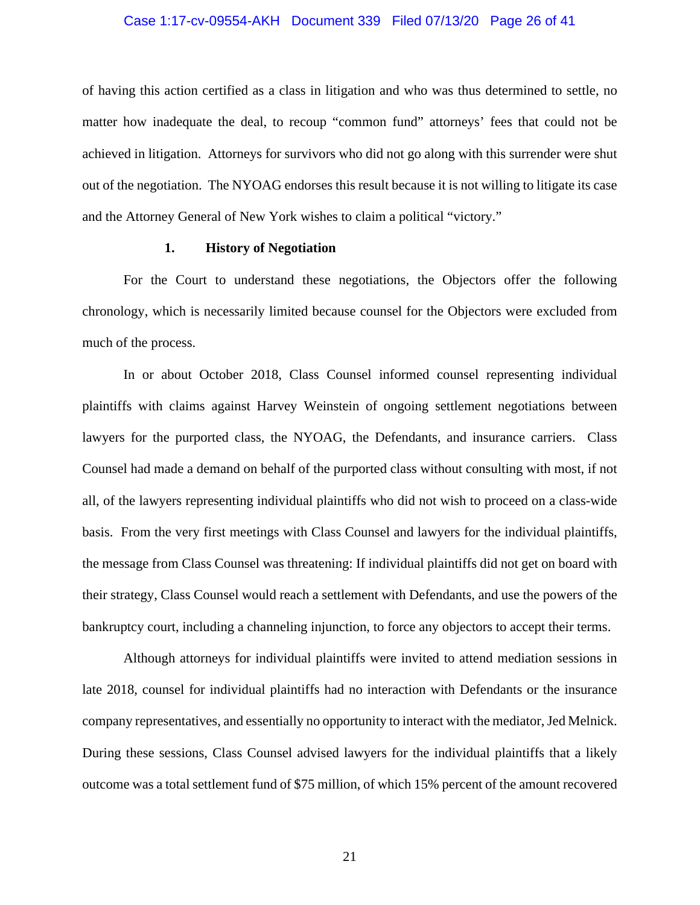of having this action certified as a class in litigation and who was thus determined to settle, no matter how inadequate the deal, to recoup "common fund" attorneys' fees that could not be achieved in litigation. Attorneys for survivors who did not go along with this surrender were shut out of the negotiation. The NYOAG endorses this result because it is not willing to litigate its case and the Attorney General of New York wishes to claim a political "victory."

### 1. History of Negotiation

For the Court to understand these negotiations, the Objectors offer the following chronology, which is necessarily limited because counsel for the Objectors were excluded from much of the process.

In or about October 2018, Class Counsel informed counsel representing individual plaintiffs with claims against Harvey Weinstein of ongoing settlement negotiations between lawyers for the purported class, the NYOAG, the Defendants, and insurance carriers. Class Counsel had made a demand on behalf of the purported class without consulting with most, if not all, of the lawyers representing individual plaintiffs who did not wish to proceed on a class-wide basis. From the very first meetings with Class Counsel and lawyers for the individual plaintiffs, the message from Class Counsel was threatening: If individual plaintiffs did not get on board with their strategy, Class Counsel would reach a settlement with Defendants, and use the powers of the bankruptcy court, including a channeling injunction, to force any objectors to accept their terms.

Although attorneys for individual plaintiffs were invited to attend mediation sessions in late 2018, counsel for individual plaintiffs had no interaction with Defendants or the insurance company representatives, and essentially no opportunity to interact with the mediator, Jed Melnick. During these sessions, Class Counsel advised lawyers for the individual plaintiffs that a likely outcome was a total settlement fund of $75 million, of which 15% percent of the amount recovered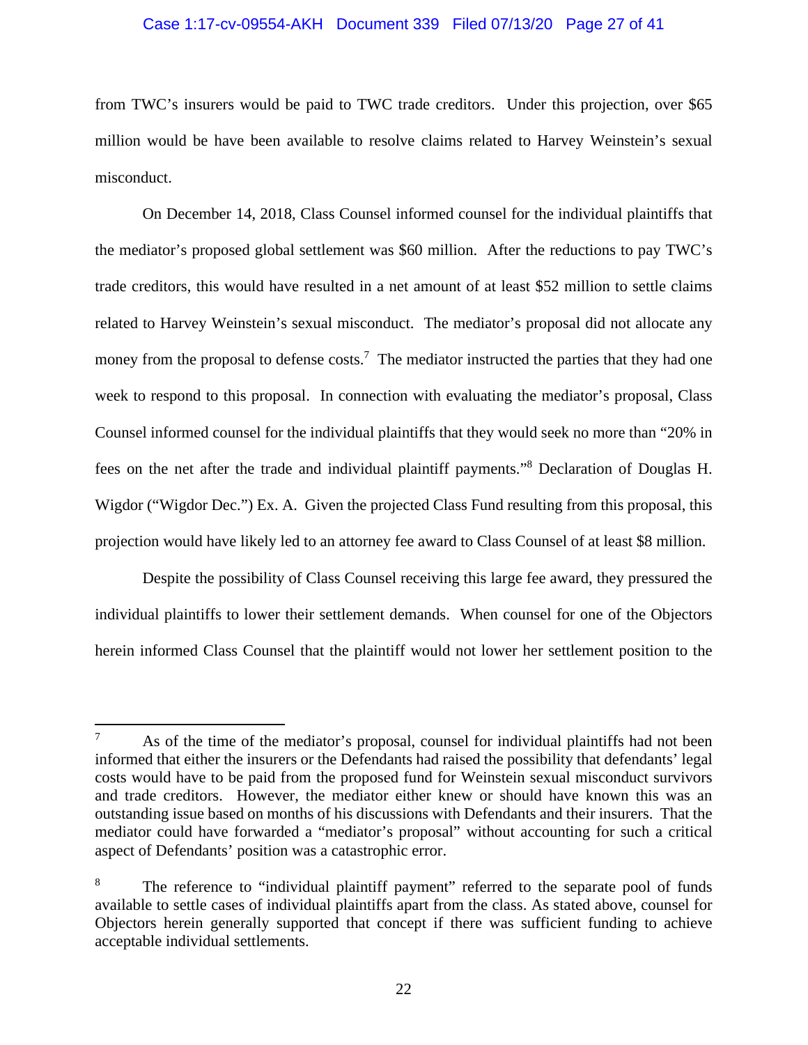from TWC's insurers would be paid to TWC trade creditors. Under this projection, over $65 million would be have been available to resolve claims related to Harvey Weinstein's sexual misconduct.

On December 14, 2018, Class Counsel informed counsel for the individual plaintiffs that the mediator's proposed global settlement was $60 million. After the reductions to pay TWC's trade creditors, this would have resulted in a net amount of at least $52 million to settle claims related to Harvey Weinstein's sexual misconduct. The mediator's proposal did not allocate any money from the proposal to defense costs.[7] The mediator instructed the parties that they had one week to respond to this proposal. In connection with evaluating the mediator's proposal, Class Counsel informed counsel for the individual plaintiffs that they would seek no more than "20% in fees on the net after the trade and individual plaintiff payments."[8] Declaration of Douglas H. Wigdor ("Wigdor Dec.") Ex. A. Given the projected Class Fund resulting from this proposal, this projection would have likely led to an attorney fee award to Class Counsel of at least $8 million.

Despite the possibility of Class Counsel receiving this large fee award, they pressured the individual plaintiffs to lower their settlement demands. When counsel for one of the Objectors herein informed Class Counsel that the plaintiff would not lower her settlement position to the

---

[7] As of the time of the mediator's proposal, counsel for individual plaintiffs had not been informed that either the insurers or the Defendants had raised the possibility that defendants' legal costs would have to be paid from the proposed fund for Weinstein sexual misconduct survivors and trade creditors. However, the mediator either knew or should have known this was an outstanding issue based on months of his discussions with Defendants and their insurers. That the mediator could have forwarded a "mediator's proposal" without accounting for such a critical aspect of Defendants' position was a catastrophic error.

[8] The reference to "individual plaintiff payment" referred to the separate pool of funds available to settle cases of individual plaintiffs apart from the class. As stated above, counsel for Objectors herein generally supported that concept if there was sufficient funding to achieve acceptable individual settlements.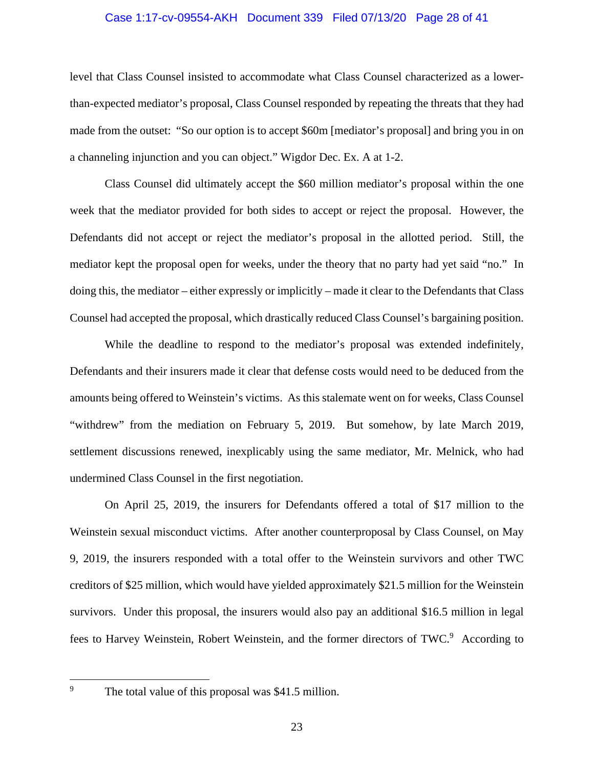level that Class Counsel insisted to accommodate what Class Counsel characterized as a lower-than-expected mediator's proposal, Class Counsel responded by repeating the threats that they had made from the outset: "So our option is to accept $60m [mediator's proposal] and bring you in on a channeling injunction and you can object." Wigdor Dec. Ex. A at 1-2.

Class Counsel did ultimately accept the $60 million mediator's proposal within the one week that the mediator provided for both sides to accept or reject the proposal. However, the Defendants did not accept or reject the mediator's proposal in the allotted period. Still, the mediator kept the proposal open for weeks, under the theory that no party had yet said "no." In doing this, the mediator – either expressly or implicitly – made it clear to the Defendants that Class Counsel had accepted the proposal, which drastically reduced Class Counsel's bargaining position.

While the deadline to respond to the mediator's proposal was extended indefinitely, Defendants and their insurers made it clear that defense costs would need to be deduced from the amounts being offered to Weinstein's victims. As this stalemate went on for weeks, Class Counsel "withdrew" from the mediation on February 5, 2019. But somehow, by late March 2019, settlement discussions renewed, inexplicably using the same mediator, Mr. Melnick, who had undermined Class Counsel in the first negotiation.

On April 25, 2019, the insurers for Defendants offered a total of $17 million to the Weinstein sexual misconduct victims. After another counterproposal by Class Counsel, on May 9, 2019, the insurers responded with a total offer to the Weinstein survivors and other TWC creditors of $25 million, which would have yielded approximately $21.5 million for the Weinstein survivors. Under this proposal, the insurers would also pay an additional $16.5 million in legal fees to Harvey Weinstein, Robert Weinstein, and the former directors of TWC.[9] According to

[9] The total value of this proposal was $41.5 million.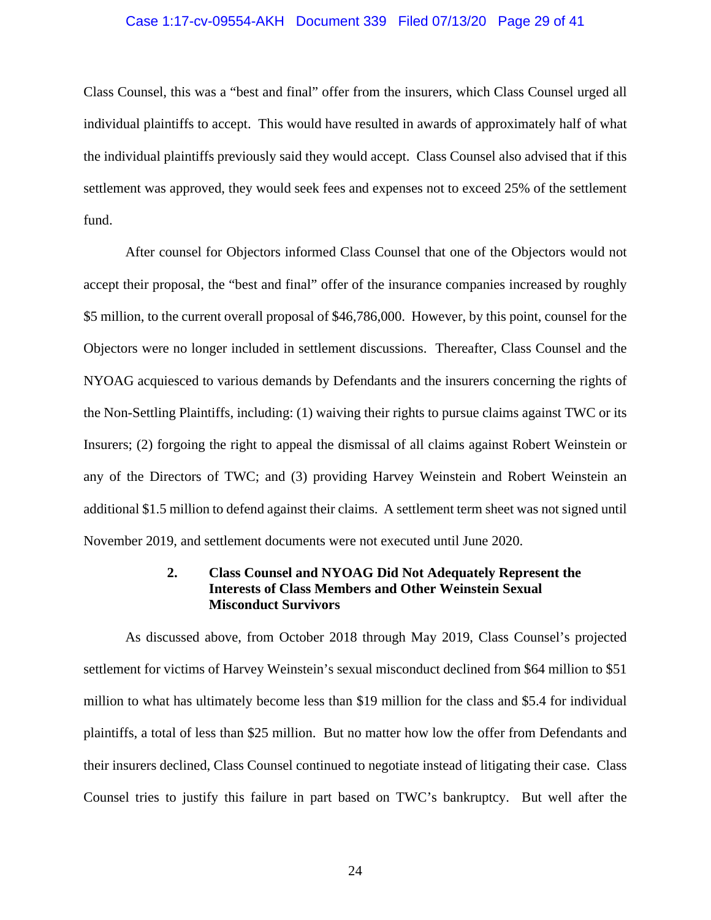Class Counsel, this was a "best and final" offer from the insurers, which Class Counsel urged all individual plaintiffs to accept. This would have resulted in awards of approximately half of what the individual plaintiffs previously said they would accept. Class Counsel also advised that if this settlement was approved, they would seek fees and expenses not to exceed 25% of the settlement fund.

After counsel for Objectors informed Class Counsel that one of the Objectors would not accept their proposal, the "best and final" offer of the insurance companies increased by roughly $5 million, to the current overall proposal of $46,786,000. However, by this point, counsel for the Objectors were no longer included in settlement discussions. Thereafter, Class Counsel and the NYOAG acquiesced to various demands by Defendants and the insurers concerning the rights of the Non-Settling Plaintiffs, including: (1) waiving their rights to pursue claims against TWC or its Insurers; (2) forgoing the right to appeal the dismissal of all claims against Robert Weinstein or any of the Directors of TWC; and (3) providing Harvey Weinstein and Robert Weinstein an additional $1.5 million to defend against their claims. A settlement term sheet was not signed until November 2019, and settlement documents were not executed until June 2020.

### 2. Class Counsel and NYOAG Did Not Adequately Represent the Interests of Class Members and Other Weinstein Sexual Misconduct Survivors

As discussed above, from October 2018 through May 2019, Class Counsel's projected settlement for victims of Harvey Weinstein's sexual misconduct declined from $64 million to $51 million to what has ultimately become less than $19 million for the class and $5.4 for individual plaintiffs, a total of less than $25 million. But no matter how low the offer from Defendants and their insurers declined, Class Counsel continued to negotiate instead of litigating their case. Class Counsel tries to justify this failure in part based on TWC's bankruptcy. But well after the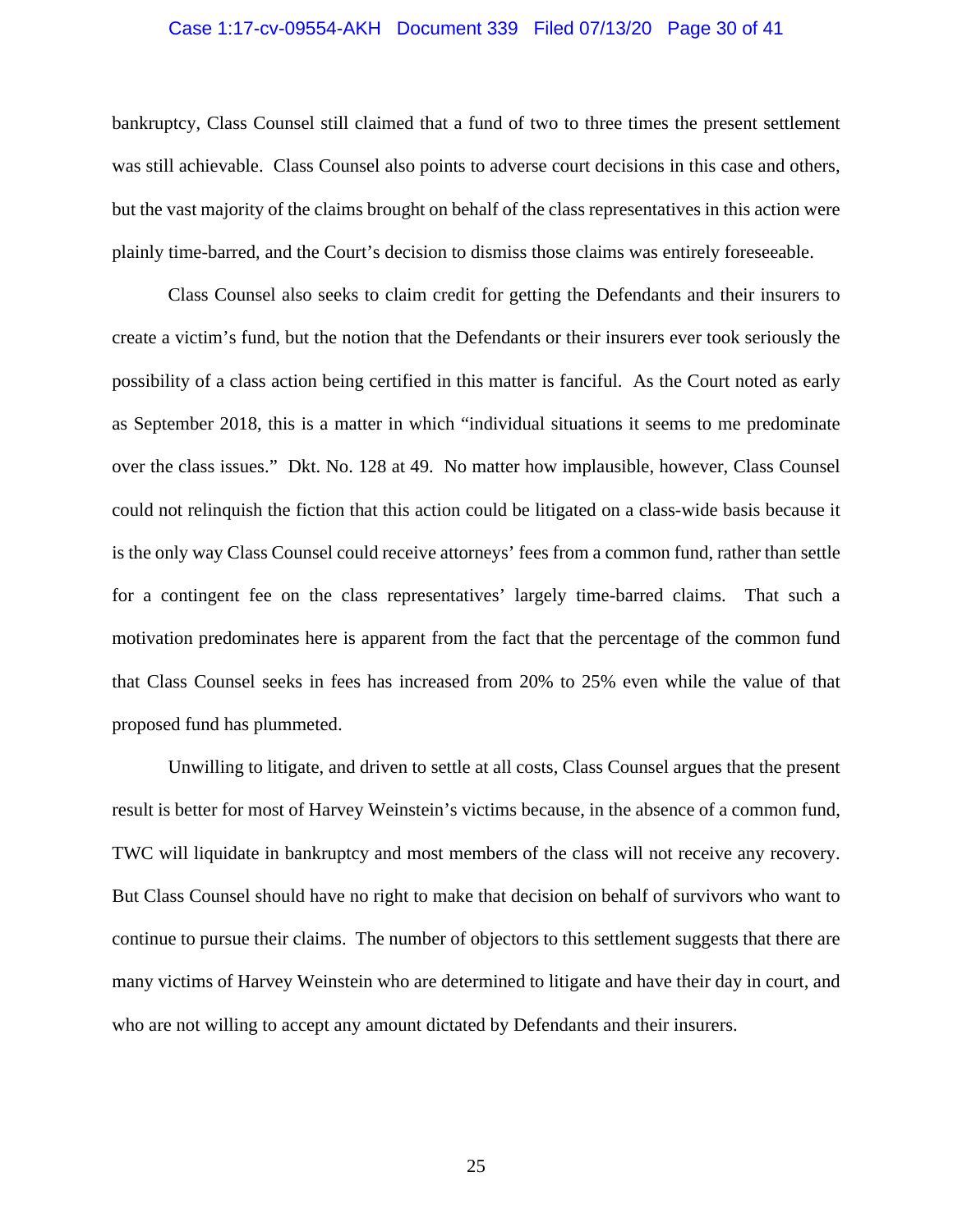bankruptcy, Class Counsel still claimed that a fund of two to three times the present settlement was still achievable. Class Counsel also points to adverse court decisions in this case and others, but the vast majority of the claims brought on behalf of the class representatives in this action were plainly time-barred, and the Court's decision to dismiss those claims was entirely foreseeable.

Class Counsel also seeks to claim credit for getting the Defendants and their insurers to create a victim's fund, but the notion that the Defendants or their insurers ever took seriously the possibility of a class action being certified in this matter is fanciful. As the Court noted as early as September 2018, this is a matter in which "individual situations it seems to me predominate over the class issues." Dkt. No. 128 at 49. No matter how implausible, however, Class Counsel could not relinquish the fiction that this action could be litigated on a class-wide basis because it is the only way Class Counsel could receive attorneys' fees from a common fund, rather than settle for a contingent fee on the class representatives' largely time-barred claims. That such a motivation predominates here is apparent from the fact that the percentage of the common fund that Class Counsel seeks in fees has increased from 20% to 25% even while the value of that proposed fund has plummeted.

Unwilling to litigate, and driven to settle at all costs, Class Counsel argues that the present result is better for most of Harvey Weinstein's victims because, in the absence of a common fund, TWC will liquidate in bankruptcy and most members of the class will not receive any recovery. But Class Counsel should have no right to make that decision on behalf of survivors who want to continue to pursue their claims. The number of objectors to this settlement suggests that there are many victims of Harvey Weinstein who are determined to litigate and have their day in court, and who are not willing to accept any amount dictated by Defendants and their insurers.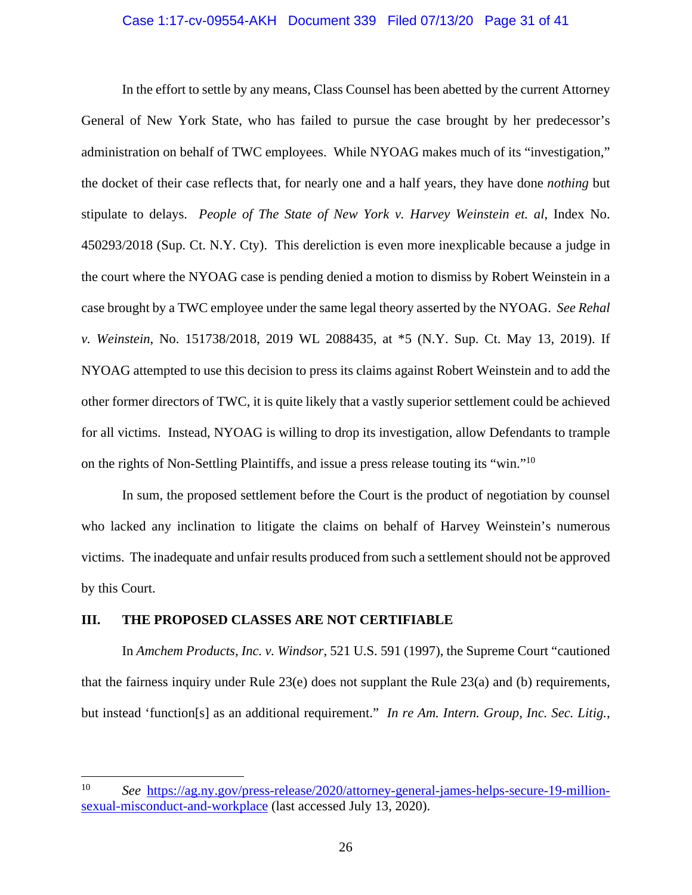In the effort to settle by any means, Class Counsel has been abetted by the current Attorney General of New York State, who has failed to pursue the case brought by her predecessor's administration on behalf of TWC employees. While NYOAG makes much of its "investigation," the docket of their case reflects that, for nearly one and a half years, they have done *nothing* but stipulate to delays. *People of The State of New York v. Harvey Weinstein et. al*, Index No. 450293/2018 (Sup. Ct. N.Y. Cty). This dereliction is even more inexplicable because a judge in the court where the NYOAG case is pending denied a motion to dismiss by Robert Weinstein in a case brought by a TWC employee under the same legal theory asserted by the NYOAG. *See Rehal v. Weinstein*, No. 151738/2018, 2019 WL 2088435, at *5 (N.Y. Sup. Ct. May 13, 2019). If NYOAG attempted to use this decision to press its claims against Robert Weinstein and to add the other former directors of TWC, it is quite likely that a vastly superior settlement could be achieved for all victims. Instead, NYOAG is willing to drop its investigation, allow Defendants to trample on the rights of Non-Settling Plaintiffs, and issue a press release touting its "win."[10]

In sum, the proposed settlement before the Court is the product of negotiation by counsel who lacked any inclination to litigate the claims on behalf of Harvey Weinstein's numerous victims. The inadequate and unfair results produced from such a settlement should not be approved by this Court.

## III. THE PROPOSED CLASSES ARE NOT CERTIFIABLE

In *Amchem Products, Inc. v. Windsor*, 521 U.S. 591 (1997), the Supreme Court "cautioned that the fairness inquiry under Rule 23(e) does not supplant the Rule 23(a) and (b) requirements, but instead 'function[s] as an additional requirement." *In re Am. Intern. Group, Inc. Sec. Litig.*,

---

[10] *See* https://ag.ny.gov/press-release/2020/attorney-general-james-helps-secure-19-million-sexual-misconduct-and-workplace (last accessed July 13, 2020).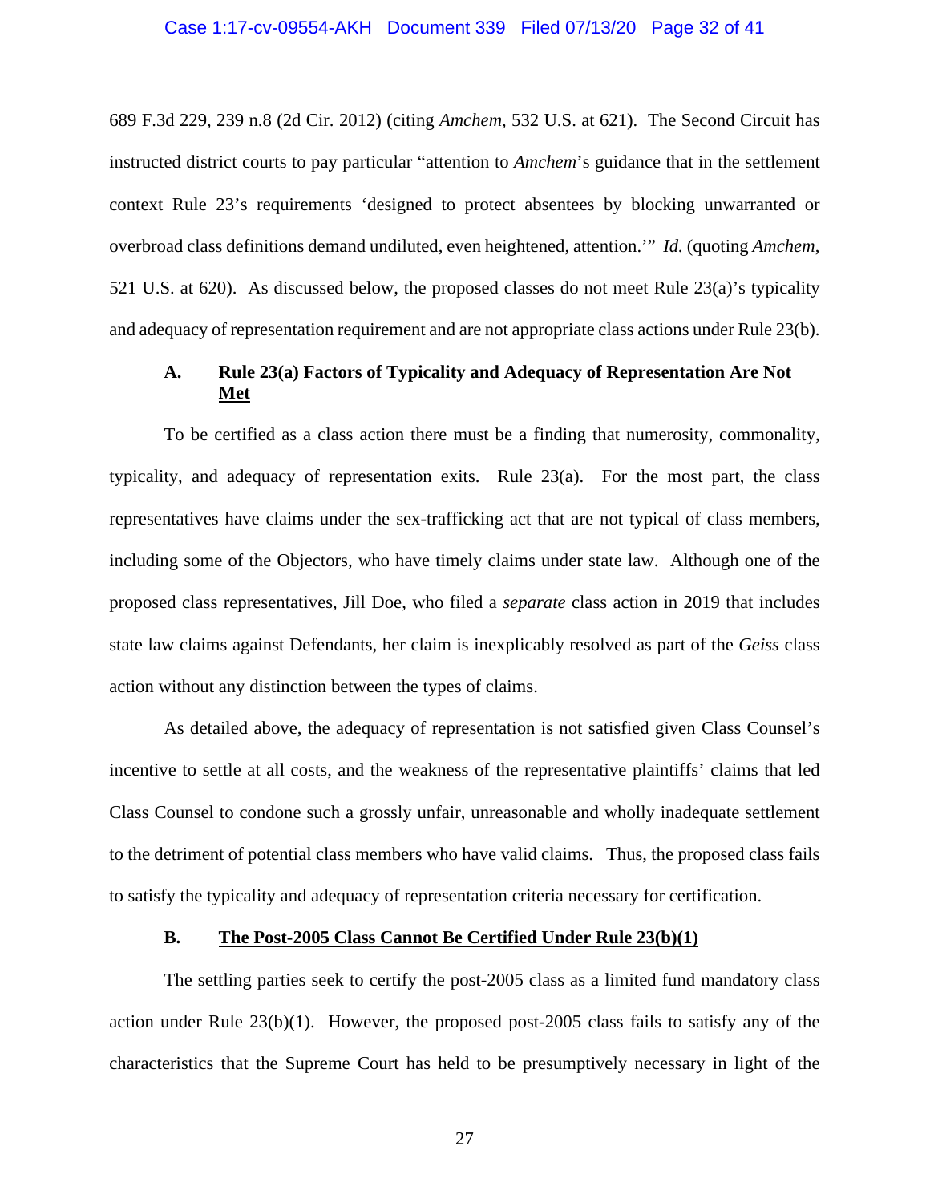689 F.3d 229, 239 n.8 (2d Cir. 2012) (citing *Amchem*, 532 U.S. at 621). The Second Circuit has instructed district courts to pay particular "attention to *Amchem*'s guidance that in the settlement context Rule 23's requirements 'designed to protect absentees by blocking unwarranted or overbroad class definitions demand undiluted, even heightened, attention.'" *Id.* (quoting *Amchem*, 521 U.S. at 620). As discussed below, the proposed classes do not meet Rule 23(a)'s typicality and adequacy of representation requirement and are not appropriate class actions under Rule 23(b).

### A. Rule 23(a) Factors of Typicality and Adequacy of Representation Are Not Met

To be certified as a class action there must be a finding that numerosity, commonality, typicality, and adequacy of representation exits. Rule 23(a). For the most part, the class representatives have claims under the sex-trafficking act that are not typical of class members, including some of the Objectors, who have timely claims under state law. Although one of the proposed class representatives, Jill Doe, who filed a *separate* class action in 2019 that includes state law claims against Defendants, her claim is inexplicably resolved as part of the *Geiss* class action without any distinction between the types of claims.

As detailed above, the adequacy of representation is not satisfied given Class Counsel's incentive to settle at all costs, and the weakness of the representative plaintiffs' claims that led Class Counsel to condone such a grossly unfair, unreasonable and wholly inadequate settlement to the detriment of potential class members who have valid claims. Thus, the proposed class fails to satisfy the typicality and adequacy of representation criteria necessary for certification.

### B. The Post-2005 Class Cannot Be Certified Under Rule 23(b)(1)

The settling parties seek to certify the post-2005 class as a limited fund mandatory class action under Rule 23(b)(1). However, the proposed post-2005 class fails to satisfy any of the characteristics that the Supreme Court has held to be presumptively necessary in light of the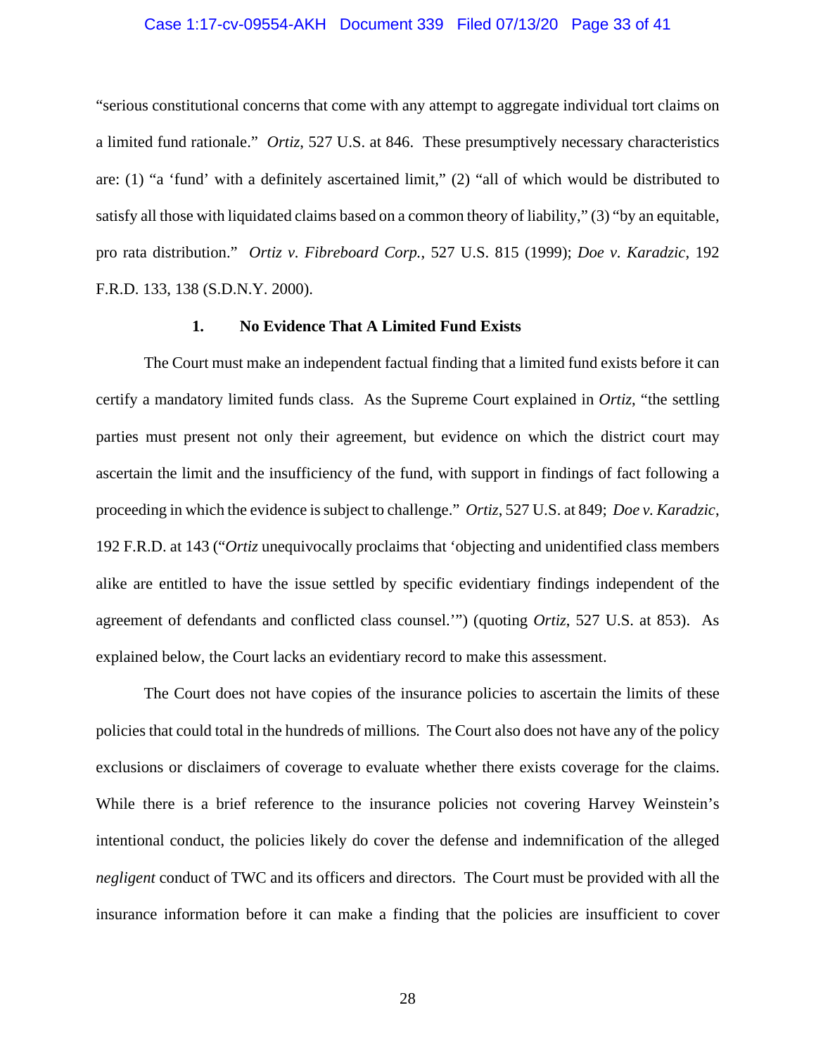"serious constitutional concerns that come with any attempt to aggregate individual tort claims on a limited fund rationale." *Ortiz*, 527 U.S. at 846. These presumptively necessary characteristics are: (1) "a 'fund' with a definitely ascertained limit," (2) "all of which would be distributed to satisfy all those with liquidated claims based on a common theory of liability," (3) "by an equitable, pro rata distribution." *Ortiz v. Fibreboard Corp.*, 527 U.S. 815 (1999); *Doe v. Karadzic*, 192 F.R.D. 133, 138 (S.D.N.Y. 2000).

### 1. No Evidence That A Limited Fund Exists

The Court must make an independent factual finding that a limited fund exists before it can certify a mandatory limited funds class. As the Supreme Court explained in *Ortiz*, "the settling parties must present not only their agreement, but evidence on which the district court may ascertain the limit and the insufficiency of the fund, with support in findings of fact following a proceeding in which the evidence is subject to challenge." *Ortiz*, 527 U.S. at 849; *Doe v. Karadzic*, 192 F.R.D. at 143 ("*Ortiz* unequivocally proclaims that 'objecting and unidentified class members alike are entitled to have the issue settled by specific evidentiary findings independent of the agreement of defendants and conflicted class counsel.'") (quoting *Ortiz*, 527 U.S. at 853). As explained below, the Court lacks an evidentiary record to make this assessment.

The Court does not have copies of the insurance policies to ascertain the limits of these policies that could total in the hundreds of millions. The Court also does not have any of the policy exclusions or disclaimers of coverage to evaluate whether there exists coverage for the claims. While there is a brief reference to the insurance policies not covering Harvey Weinstein's intentional conduct, the policies likely do cover the defense and indemnification of the alleged *negligent* conduct of TWC and its officers and directors. The Court must be provided with all the insurance information before it can make a finding that the policies are insufficient to cover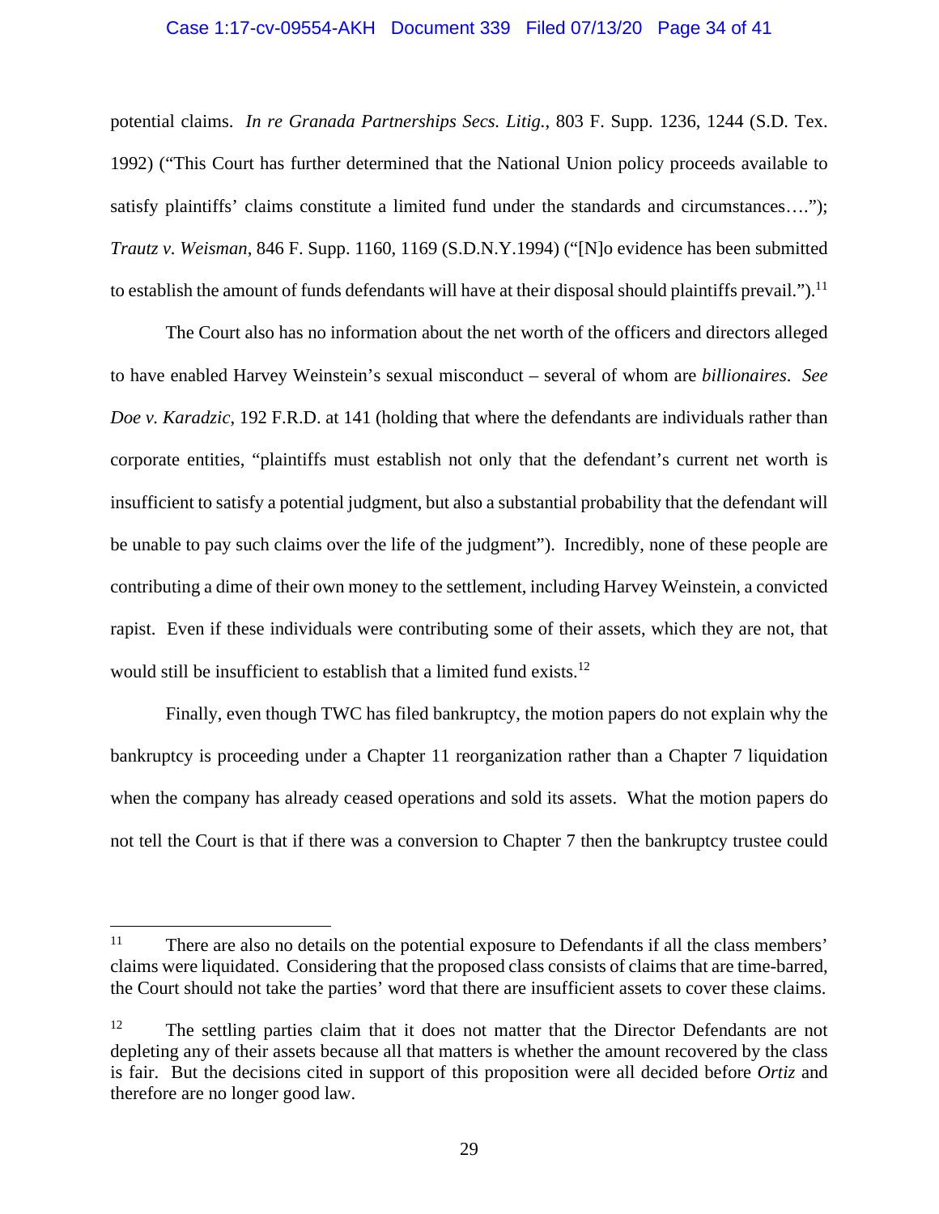potential claims. *In re Granada Partnerships Secs. Litig.*, 803 F. Supp. 1236, 1244 (S.D. Tex. 1992) ("This Court has further determined that the National Union policy proceeds available to satisfy plaintiffs' claims constitute a limited fund under the standards and circumstances…."); *Trautz v. Weisman*, 846 F. Supp. 1160, 1169 (S.D.N.Y.1994) ("[N]o evidence has been submitted to establish the amount of funds defendants will have at their disposal should plaintiffs prevail.").[11]

The Court also has no information about the net worth of the officers and directors alleged to have enabled Harvey Weinstein's sexual misconduct – several of whom are *billionaires*. *See Doe v. Karadzic*, 192 F.R.D. at 141 (holding that where the defendants are individuals rather than corporate entities, "plaintiffs must establish not only that the defendant's current net worth is insufficient to satisfy a potential judgment, but also a substantial probability that the defendant will be unable to pay such claims over the life of the judgment"). Incredibly, none of these people are contributing a dime of their own money to the settlement, including Harvey Weinstein, a convicted rapist. Even if these individuals were contributing some of their assets, which they are not, that would still be insufficient to establish that a limited fund exists.[12]

Finally, even though TWC has filed bankruptcy, the motion papers do not explain why the bankruptcy is proceeding under a Chapter 11 reorganization rather than a Chapter 7 liquidation when the company has already ceased operations and sold its assets. What the motion papers do not tell the Court is that if there was a conversion to Chapter 7 then the bankruptcy trustee could

---

[11] There are also no details on the potential exposure to Defendants if all the class members' claims were liquidated. Considering that the proposed class consists of claims that are time-barred, the Court should not take the parties' word that there are insufficient assets to cover these claims.

[12] The settling parties claim that it does not matter that the Director Defendants are not depleting any of their assets because all that matters is whether the amount recovered by the class is fair. But the decisions cited in support of this proposition were all decided before *Ortiz* and therefore are no longer good law.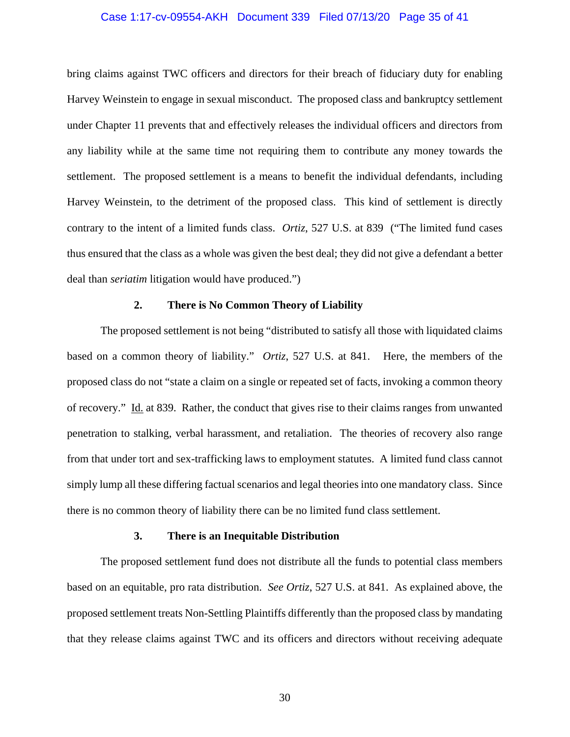bring claims against TWC officers and directors for their breach of fiduciary duty for enabling Harvey Weinstein to engage in sexual misconduct. The proposed class and bankruptcy settlement under Chapter 11 prevents that and effectively releases the individual officers and directors from any liability while at the same time not requiring them to contribute any money towards the settlement. The proposed settlement is a means to benefit the individual defendants, including Harvey Weinstein, to the detriment of the proposed class. This kind of settlement is directly contrary to the intent of a limited funds class. *Ortiz*, 527 U.S. at 839 ("The limited fund cases thus ensured that the class as a whole was given the best deal; they did not give a defendant a better deal than *seriatim* litigation would have produced.")

### 2. There is No Common Theory of Liability

The proposed settlement is not being "distributed to satisfy all those with liquidated claims based on a common theory of liability." *Ortiz*, 527 U.S. at 841. Here, the members of the proposed class do not "state a claim on a single or repeated set of facts, invoking a common theory of recovery." Id. at 839. Rather, the conduct that gives rise to their claims ranges from unwanted penetration to stalking, verbal harassment, and retaliation. The theories of recovery also range from that under tort and sex-trafficking laws to employment statutes. A limited fund class cannot simply lump all these differing factual scenarios and legal theories into one mandatory class. Since there is no common theory of liability there can be no limited fund class settlement.

### 3. There is an Inequitable Distribution

The proposed settlement fund does not distribute all the funds to potential class members based on an equitable, pro rata distribution. *See Ortiz*, 527 U.S. at 841. As explained above, the proposed settlement treats Non-Settling Plaintiffs differently than the proposed class by mandating that they release claims against TWC and its officers and directors without receiving adequate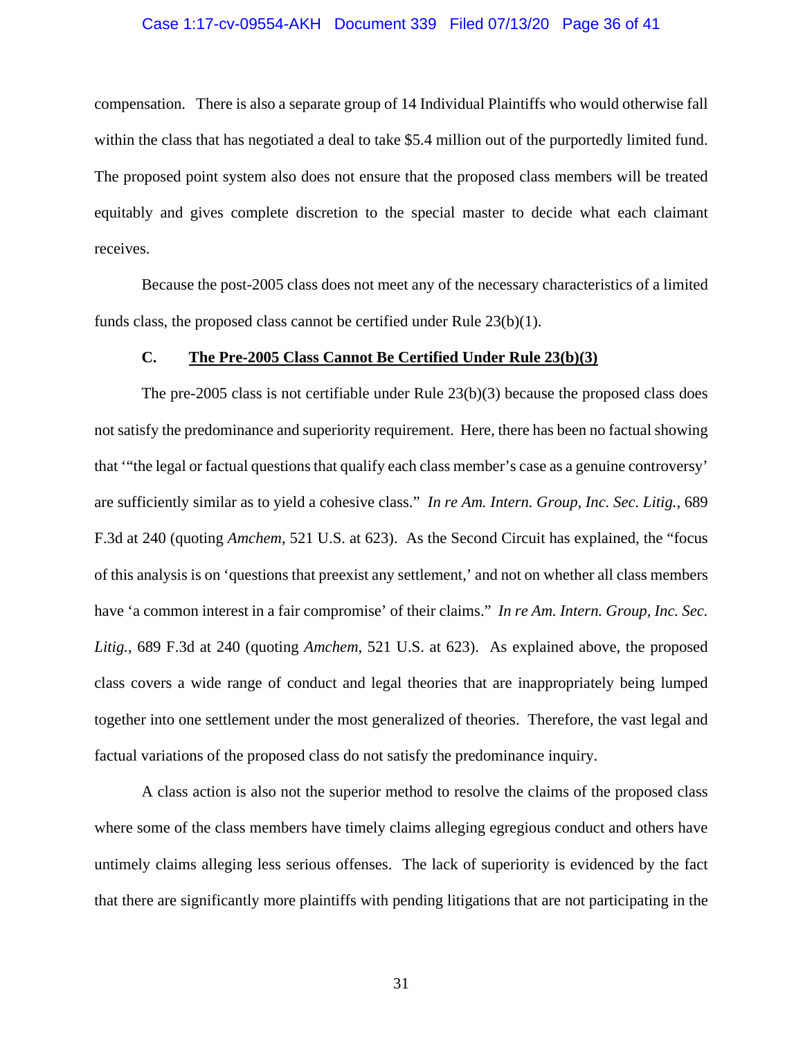compensation. There is also a separate group of 14 Individual Plaintiffs who would otherwise fall within the class that has negotiated a deal to take $5.4 million out of the purportedly limited fund. The proposed point system also does not ensure that the proposed class members will be treated equitably and gives complete discretion to the special master to decide what each claimant receives.

Because the post-2005 class does not meet any of the necessary characteristics of a limited funds class, the proposed class cannot be certified under Rule 23(b)(1).

### C. **The Pre-2005 Class Cannot Be Certified Under Rule 23(b)(3)**

The pre-2005 class is not certifiable under Rule 23(b)(3) because the proposed class does not satisfy the predominance and superiority requirement. Here, there has been no factual showing that '"the legal or factual questions that qualify each class member's case as a genuine controversy' are sufficiently similar as to yield a cohesive class." *In re Am. Intern. Group, Inc. Sec. Litig.*, 689 F.3d at 240 (quoting *Amchem*, 521 U.S. at 623). As the Second Circuit has explained, the "focus of this analysis is on 'questions that preexist any settlement,' and not on whether all class members have 'a common interest in a fair compromise' of their claims." *In re Am. Intern. Group, Inc. Sec. Litig.*, 689 F.3d at 240 (quoting *Amchem*, 521 U.S. at 623). As explained above, the proposed class covers a wide range of conduct and legal theories that are inappropriately being lumped together into one settlement under the most generalized of theories. Therefore, the vast legal and factual variations of the proposed class do not satisfy the predominance inquiry.

A class action is also not the superior method to resolve the claims of the proposed class where some of the class members have timely claims alleging egregious conduct and others have untimely claims alleging less serious offenses. The lack of superiority is evidenced by the fact that there are significantly more plaintiffs with pending litigations that are not participating in the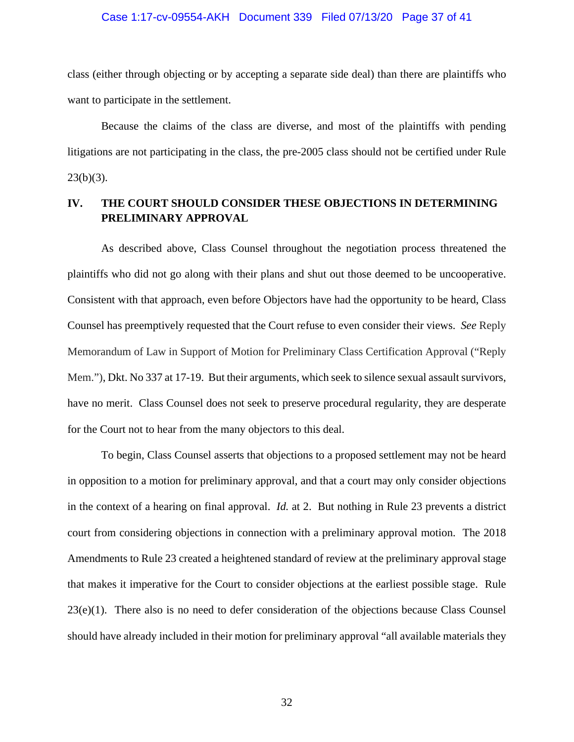class (either through objecting or by accepting a separate side deal) than there are plaintiffs who want to participate in the settlement.

Because the claims of the class are diverse, and most of the plaintiffs with pending litigations are not participating in the class, the pre-2005 class should not be certified under Rule 23(b)(3).

## IV. THE COURT SHOULD CONSIDER THESE OBJECTIONS IN DETERMINING PRELIMINARY APPROVAL

As described above, Class Counsel throughout the negotiation process threatened the plaintiffs who did not go along with their plans and shut out those deemed to be uncooperative. Consistent with that approach, even before Objectors have had the opportunity to be heard, Class Counsel has preemptively requested that the Court refuse to even consider their views. *See* Reply Memorandum of Law in Support of Motion for Preliminary Class Certification Approval ("Reply Mem."), Dkt. No 337 at 17-19. But their arguments, which seek to silence sexual assault survivors, have no merit. Class Counsel does not seek to preserve procedural regularity, they are desperate for the Court not to hear from the many objectors to this deal.

To begin, Class Counsel asserts that objections to a proposed settlement may not be heard in opposition to a motion for preliminary approval, and that a court may only consider objections in the context of a hearing on final approval. *Id.* at 2. But nothing in Rule 23 prevents a district court from considering objections in connection with a preliminary approval motion. The 2018 Amendments to Rule 23 created a heightened standard of review at the preliminary approval stage that makes it imperative for the Court to consider objections at the earliest possible stage. Rule 23(e)(1). There also is no need to defer consideration of the objections because Class Counsel should have already included in their motion for preliminary approval "all available materials they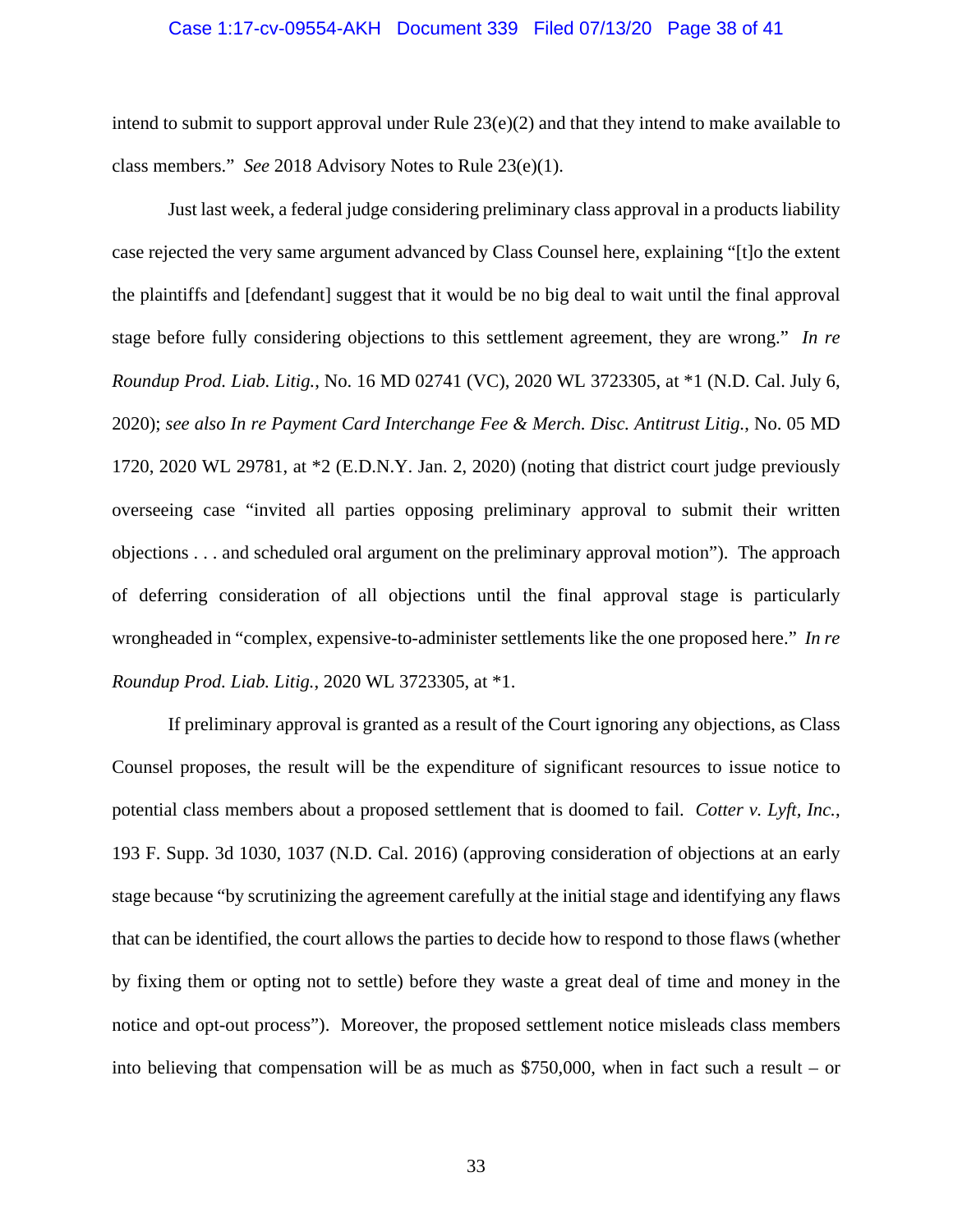intend to submit to support approval under Rule 23(e)(2) and that they intend to make available to class members." *See* 2018 Advisory Notes to Rule 23(e)(1).

Just last week, a federal judge considering preliminary class approval in a products liability case rejected the very same argument advanced by Class Counsel here, explaining "[t]o the extent the plaintiffs and [defendant] suggest that it would be no big deal to wait until the final approval stage before fully considering objections to this settlement agreement, they are wrong." *In re Roundup Prod. Liab. Litig.*, No. 16 MD 02741 (VC), 2020 WL 3723305, at *1 (N.D. Cal. July 6, 2020); *see also In re Payment Card Interchange Fee & Merch. Disc. Antitrust Litig.*, No. 05 MD 1720, 2020 WL 29781, at *2 (E.D.N.Y. Jan. 2, 2020) (noting that district court judge previously overseeing case "invited all parties opposing preliminary approval to submit their written objections . . . and scheduled oral argument on the preliminary approval motion"). The approach of deferring consideration of all objections until the final approval stage is particularly wrongheaded in "complex, expensive-to-administer settlements like the one proposed here." *In re Roundup Prod. Liab. Litig.*, 2020 WL 3723305, at *1.

If preliminary approval is granted as a result of the Court ignoring any objections, as Class Counsel proposes, the result will be the expenditure of significant resources to issue notice to potential class members about a proposed settlement that is doomed to fail. *Cotter v. Lyft, Inc.*, 193 F. Supp. 3d 1030, 1037 (N.D. Cal. 2016) (approving consideration of objections at an early stage because "by scrutinizing the agreement carefully at the initial stage and identifying any flaws that can be identified, the court allows the parties to decide how to respond to those flaws (whether by fixing them or opting not to settle) before they waste a great deal of time and money in the notice and opt-out process"). Moreover, the proposed settlement notice misleads class members into believing that compensation will be as much as $750,000, when in fact such a result – or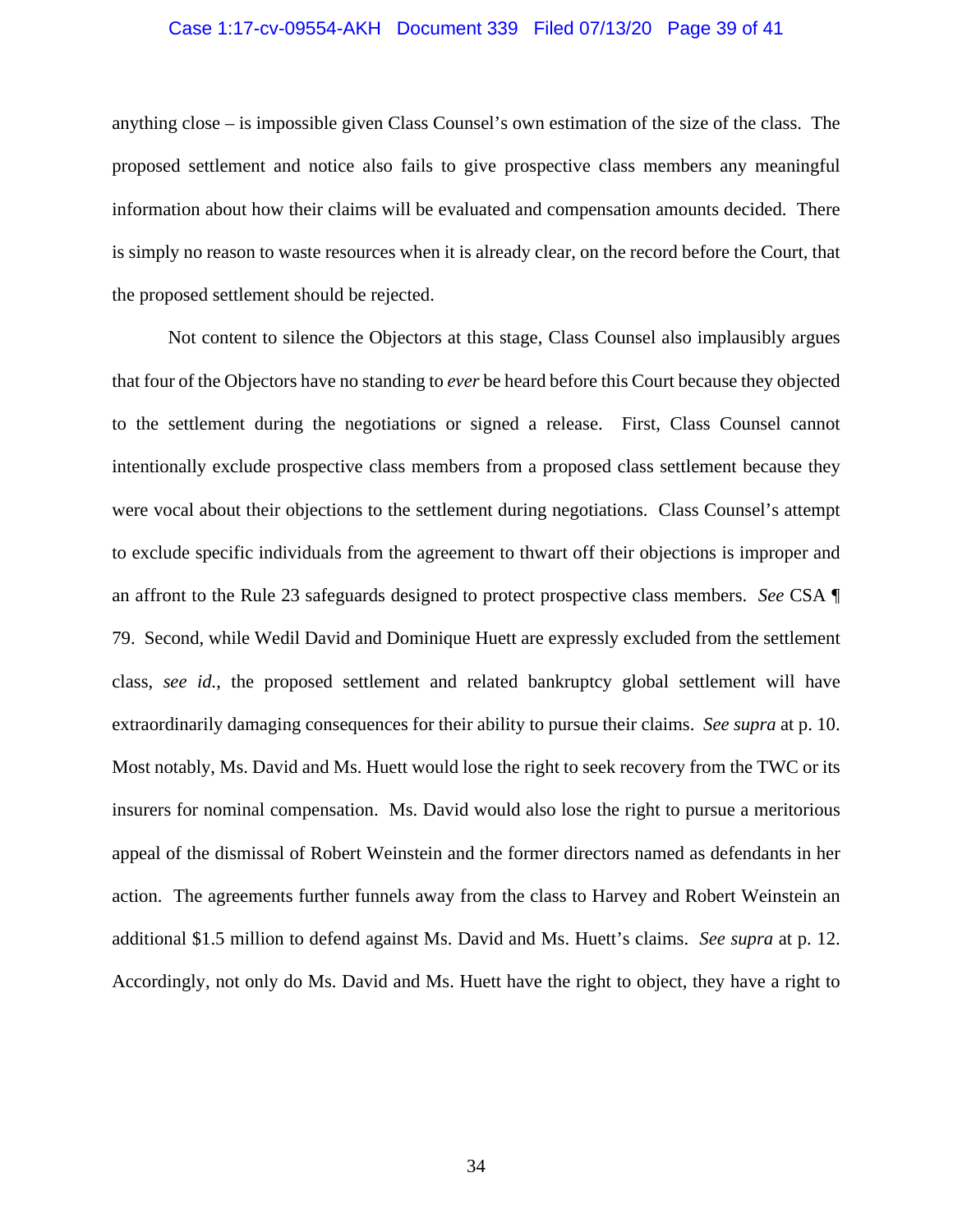anything close – is impossible given Class Counsel's own estimation of the size of the class. The proposed settlement and notice also fails to give prospective class members any meaningful information about how their claims will be evaluated and compensation amounts decided. There is simply no reason to waste resources when it is already clear, on the record before the Court, that the proposed settlement should be rejected.

Not content to silence the Objectors at this stage, Class Counsel also implausibly argues that four of the Objectors have no standing to *ever* be heard before this Court because they objected to the settlement during the negotiations or signed a release. First, Class Counsel cannot intentionally exclude prospective class members from a proposed class settlement because they were vocal about their objections to the settlement during negotiations. Class Counsel's attempt to exclude specific individuals from the agreement to thwart off their objections is improper and an affront to the Rule 23 safeguards designed to protect prospective class members. *See* CSA ¶ 79. Second, while Wedil David and Dominique Huett are expressly excluded from the settlement class, *see id.*, the proposed settlement and related bankruptcy global settlement will have extraordinarily damaging consequences for their ability to pursue their claims. *See supra* at p. 10. Most notably, Ms. David and Ms. Huett would lose the right to seek recovery from the TWC or its insurers for nominal compensation. Ms. David would also lose the right to pursue a meritorious appeal of the dismissal of Robert Weinstein and the former directors named as defendants in her action. The agreements further funnels away from the class to Harvey and Robert Weinstein an additional $1.5 million to defend against Ms. David and Ms. Huett's claims. *See supra* at p. 12. Accordingly, not only do Ms. David and Ms. Huett have the right to object, they have a right to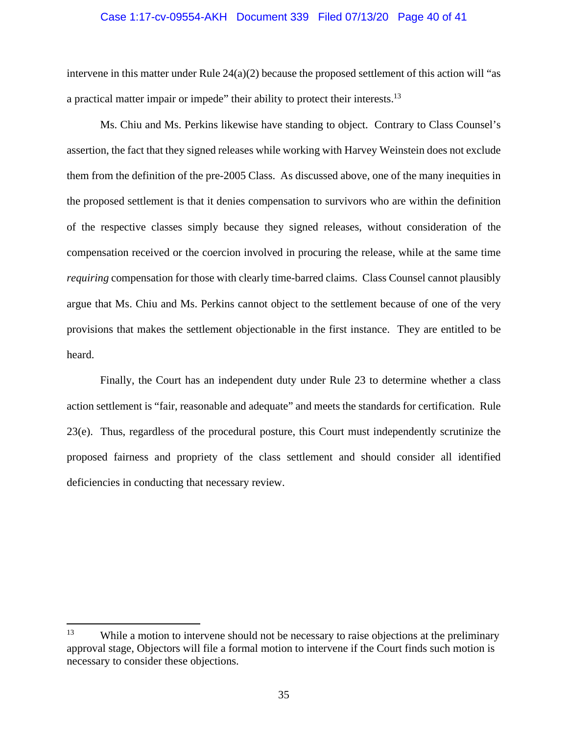intervene in this matter under Rule 24(a)(2) because the proposed settlement of this action will "as a practical matter impair or impede" their ability to protect their interests.[13]

Ms. Chiu and Ms. Perkins likewise have standing to object. Contrary to Class Counsel's assertion, the fact that they signed releases while working with Harvey Weinstein does not exclude them from the definition of the pre-2005 Class. As discussed above, one of the many inequities in the proposed settlement is that it denies compensation to survivors who are within the definition of the respective classes simply because they signed releases, without consideration of the compensation received or the coercion involved in procuring the release, while at the same time *requiring* compensation for those with clearly time-barred claims. Class Counsel cannot plausibly argue that Ms. Chiu and Ms. Perkins cannot object to the settlement because of one of the very provisions that makes the settlement objectionable in the first instance. They are entitled to be heard.

Finally, the Court has an independent duty under Rule 23 to determine whether a class action settlement is "fair, reasonable and adequate" and meets the standards for certification. Rule 23(e). Thus, regardless of the procedural posture, this Court must independently scrutinize the proposed fairness and propriety of the class settlement and should consider all identified deficiencies in conducting that necessary review.

---

[13] While a motion to intervene should not be necessary to raise objections at the preliminary approval stage, Objectors will file a formal motion to intervene if the Court finds such motion is necessary to consider these objections.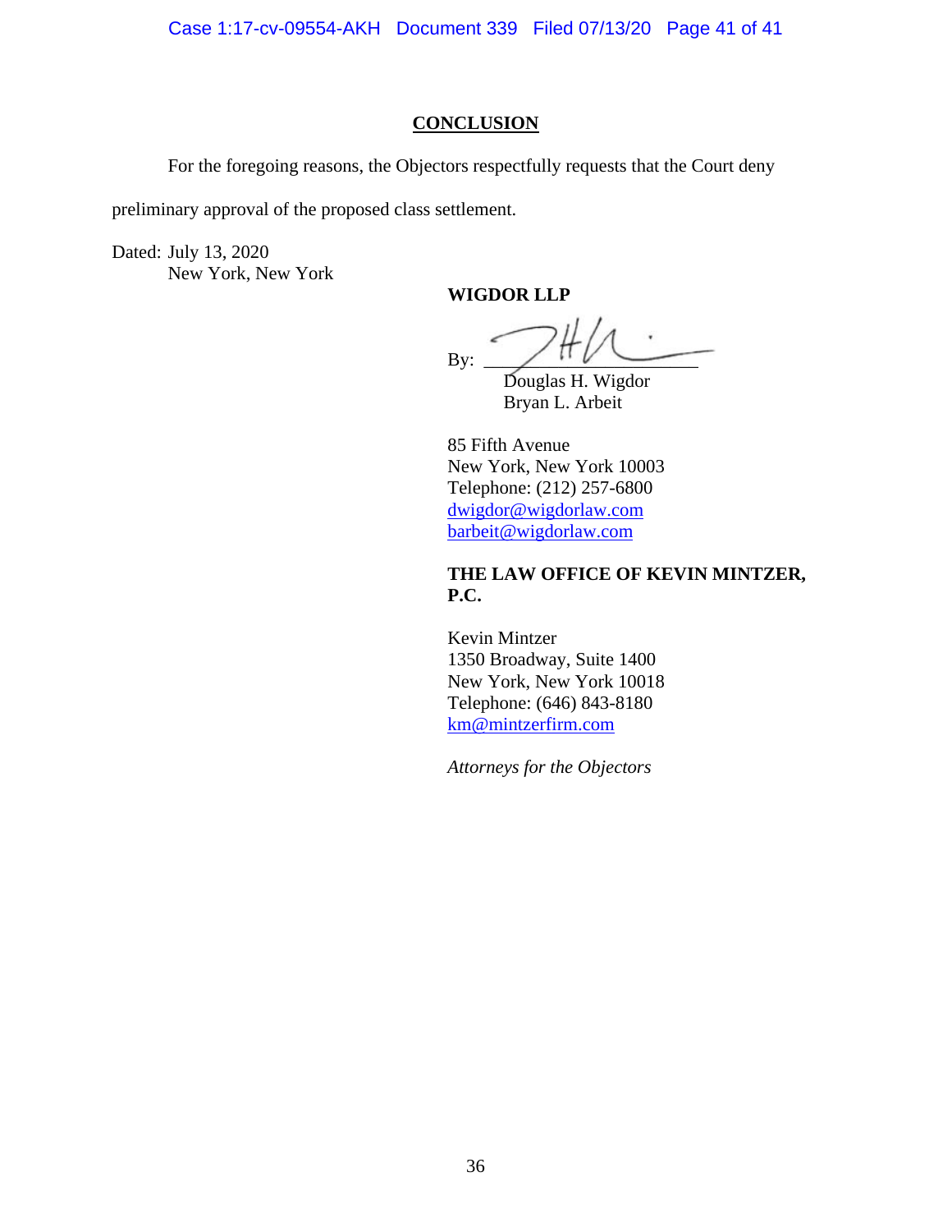## CONCLUSION

For the foregoing reasons, the Objectors respectfully requests that the Court deny preliminary approval of the proposed class settlement.

Dated: July 13, 2020
New York, New York

**WIGDOR LLP**

By: ______________________
Douglas H. Wigdor
Bryan L. Arbeit

85 Fifth Avenue
New York, New York 10003
Telephone: (212) 257-6800
dwigdor@wigdorlaw.com
barbeit@wigdorlaw.com

**THE LAW OFFICE OF KEVIN MINTZER, P.C.**

Kevin Mintzer
1350 Broadway, Suite 1400
New York, New York 10018
Telephone: (646) 843-8180
km@mintzerfirm.com

*Attorneys for the Objectors*